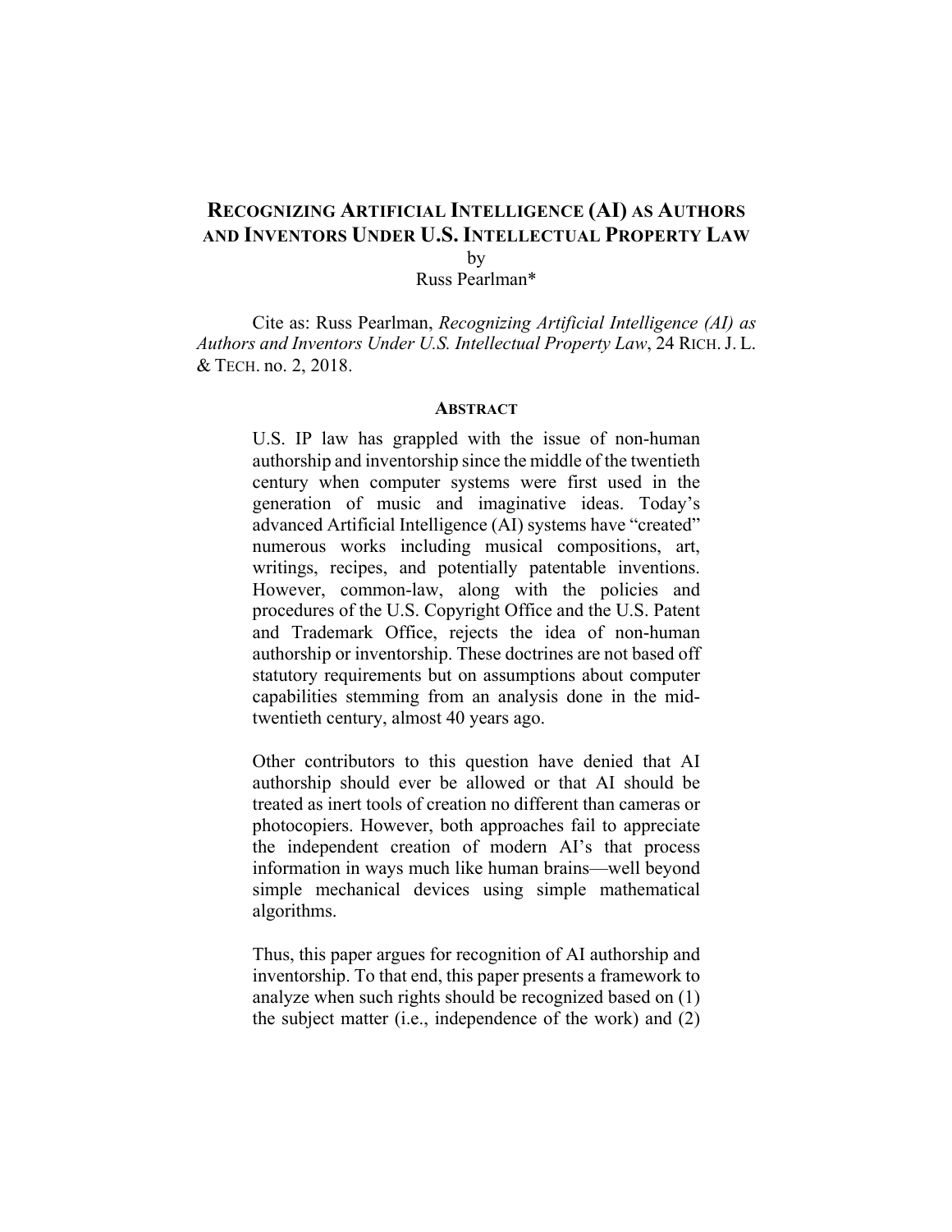# RECOGNIZING ARTIFICIAL INTELLIGENCE (AI) AS AUTHORS AND INVENTORS UNDER U.S. INTELLECTUAL PROPERTY LAW

by

Russ Pearlman*

Cite as: Russ Pearlman, *Recognizing Artificial Intelligence (AI) as Authors and Inventors Under U.S. Intellectual Property Law*, 24 RICH. J. L. & TECH. no. 2, 2018.

## ABSTRACT

U.S. IP law has grappled with the issue of non-human authorship and inventorship since the middle of the twentieth century when computer systems were first used in the generation of music and imaginative ideas. Today's advanced Artificial Intelligence (AI) systems have "created" numerous works including musical compositions, art, writings, recipes, and potentially patentable inventions. However, common-law, along with the policies and procedures of the U.S. Copyright Office and the U.S. Patent and Trademark Office, rejects the idea of non-human authorship or inventorship. These doctrines are not based off statutory requirements but on assumptions about computer capabilities stemming from an analysis done in the mid-twentieth century, almost 40 years ago.

Other contributors to this question have denied that AI authorship should ever be allowed or that AI should be treated as inert tools of creation no different than cameras or photocopiers. However, both approaches fail to appreciate the independent creation of modern AI's that process information in ways much like human brains—well beyond simple mechanical devices using simple mathematical algorithms.

Thus, this paper argues for recognition of AI authorship and inventorship. To that end, this paper presents a framework to analyze when such rights should be recognized based on (1) the subject matter (i.e., independence of the work) and (2)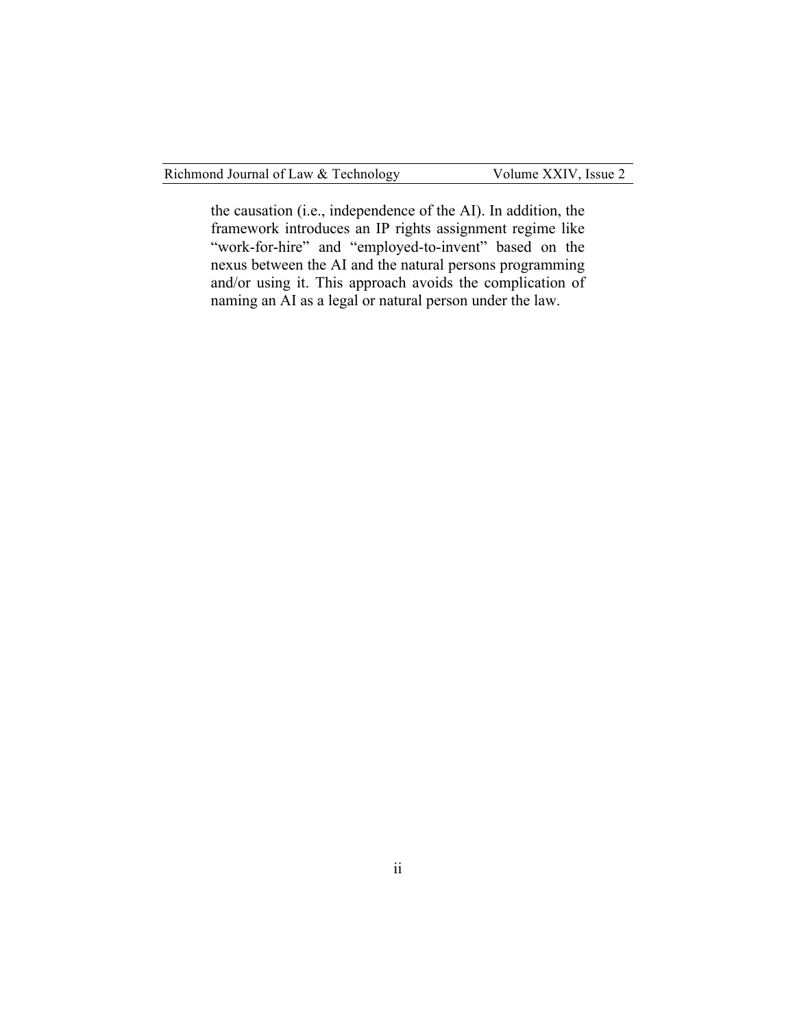the causation (i.e., independence of the AI). In addition, the framework introduces an IP rights assignment regime like "work-for-hire" and "employed-to-invent" based on the nexus between the AI and the natural persons programming and/or using it. This approach avoids the complication of naming an AI as a legal or natural person under the law.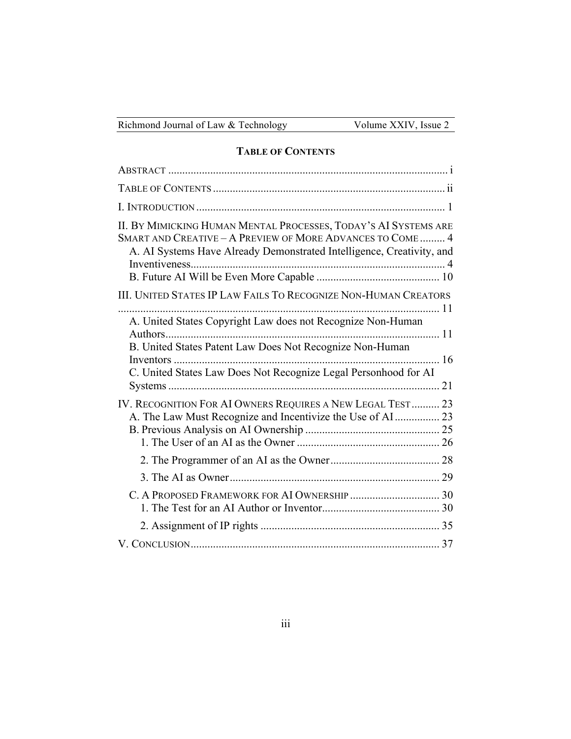## TABLE OF CONTENTS

ABSTRACT .................................................................................................... i

TABLE OF CONTENTS ................................................................................... ii

I. INTRODUCTION ........................................................................................ 1

II. BY MIMICKING HUMAN MENTAL PROCESSES, TODAY'S AI SYSTEMS ARE SMART AND CREATIVE – A PREVIEW OF MORE ADVANCES TO COME ......... 4
- A. AI Systems Have Already Demonstrated Intelligence, Creativity, and Inventiveness.......................................................................................... 4
- B. Future AI Will be Even More Capable ............................................ 10

III. UNITED STATES IP LAW FAILS TO RECOGNIZE NON-HUMAN CREATORS .................................................................................................................. 11
- A. United States Copyright Law does not Recognize Non-Human Authors................................................................................................ 11
- B. United States Patent Law Does Not Recognize Non-Human Inventors .............................................................................................. 16
- C. United States Law Does Not Recognize Legal Personhood for AI Systems ................................................................................................ 21

IV. RECOGNITION FOR AI OWNERS REQUIRES A NEW LEGAL TEST .......... 23
- A. The Law Must Recognize and Incentivize the Use of AI ................ 23
- B. Previous Analysis on AI Ownership ................................................ 25
  - 1. The User of an AI as the Owner ................................................... 26
  - 2. The Programmer of an AI as the Owner....................................... 28
  - 3. The AI as Owner........................................................................... 29
- C. A PROPOSED FRAMEWORK FOR AI OWNERSHIP ................................ 30
  - 1. The Test for an AI Author or Inventor.......................................... 30
  - 2. Assignment of IP rights ................................................................ 35

V. CONCLUSION........................................................................................ 37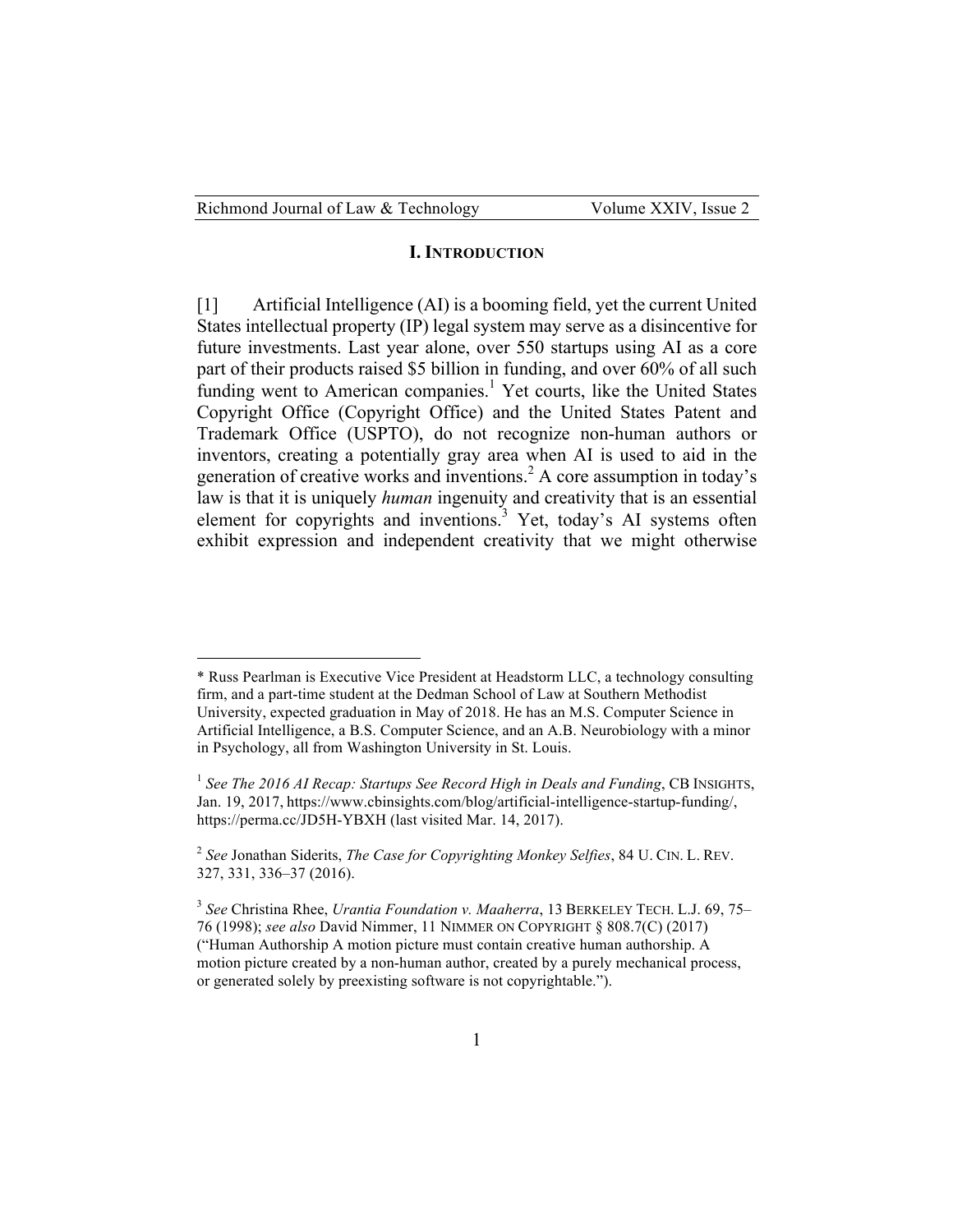## I. INTRODUCTION

[1] Artificial Intelligence (AI) is a booming field, yet the current United States intellectual property (IP) legal system may serve as a disincentive for future investments. Last year alone, over 550 startups using AI as a core part of their products raised $5 billion in funding, and over 60% of all such funding went to American companies.[1] Yet courts, like the United States Copyright Office (Copyright Office) and the United States Patent and Trademark Office (USPTO), do not recognize non-human authors or inventors, creating a potentially gray area when AI is used to aid in the generation of creative works and inventions.[2] A core assumption in today's law is that it is uniquely *human* ingenuity and creativity that is an essential element for copyrights and inventions.[3] Yet, today's AI systems often exhibit expression and independent creativity that we might otherwise

---

\* Russ Pearlman is Executive Vice President at Headstorm LLC, a technology consulting firm, and a part-time student at the Dedman School of Law at Southern Methodist University, expected graduation in May of 2018. He has an M.S. Computer Science in Artificial Intelligence, a B.S. Computer Science, and an A.B. Neurobiology with a minor in Psychology, all from Washington University in St. Louis.

[1] *See The 2016 AI Recap: Startups See Record High in Deals and Funding*, CB INSIGHTS, Jan. 19, 2017, https://www.cbinsights.com/blog/artificial-intelligence-startup-funding/, https://perma.cc/JD5H-YBXH (last visited Mar. 14, 2017).

[2] *See* Jonathan Siderits, *The Case for Copyrighting Monkey Selfies*, 84 U. CIN. L. REV. 327, 331, 336–37 (2016).

[3] *See* Christina Rhee, *Urantia Foundation v. Maaherra*, 13 BERKELEY TECH. L.J. 69, 75–76 (1998); *see also* David Nimmer, 11 NIMMER ON COPYRIGHT § 808.7(C) (2017) ("Human Authorship A motion picture must contain creative human authorship. A motion picture created by a non-human author, created by a purely mechanical process, or generated solely by preexisting software is not copyrightable.").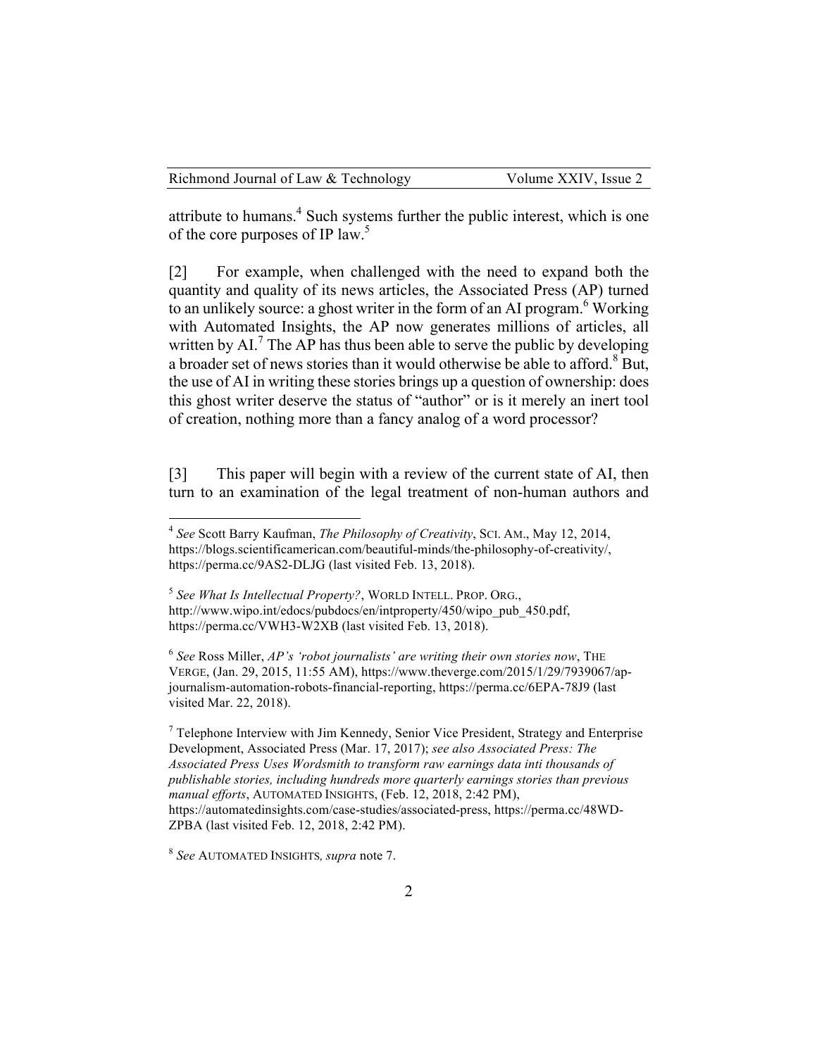attribute to humans.[4] Such systems further the public interest, which is one of the core purposes of IP law.[5]

[2] For example, when challenged with the need to expand both the quantity and quality of its news articles, the Associated Press (AP) turned to an unlikely source: a ghost writer in the form of an AI program.[6] Working with Automated Insights, the AP now generates millions of articles, all written by AI.[7] The AP has thus been able to serve the public by developing a broader set of news stories than it would otherwise be able to afford.[8] But, the use of AI in writing these stories brings up a question of ownership: does this ghost writer deserve the status of "author" or is it merely an inert tool of creation, nothing more than a fancy analog of a word processor?

[3] This paper will begin with a review of the current state of AI, then turn to an examination of the legal treatment of non-human authors and

---

[4] *See* Scott Barry Kaufman, *The Philosophy of Creativity*, SCI. AM., May 12, 2014, https://blogs.scientificamerican.com/beautiful-minds/the-philosophy-of-creativity/, https://perma.cc/9AS2-DLJG (last visited Feb. 13, 2018).

[5] *See What Is Intellectual Property?*, WORLD INTELL. PROP. ORG., http://www.wipo.int/edocs/pubdocs/en/intproperty/450/wipo_pub_450.pdf, https://perma.cc/VWH3-W2XB (last visited Feb. 13, 2018).

[6] *See* Ross Miller, *AP's 'robot journalists' are writing their own stories now*, THE VERGE, (Jan. 29, 2015, 11:55 AM), https://www.theverge.com/2015/1/29/7939067/ap-journalism-automation-robots-financial-reporting, https://perma.cc/6EPA-78J9 (last visited Mar. 22, 2018).

[7] Telephone Interview with Jim Kennedy, Senior Vice President, Strategy and Enterprise Development, Associated Press (Mar. 17, 2017); *see also Associated Press: The Associated Press Uses Wordsmith to transform raw earnings data inti thousands of publishable stories, including hundreds more quarterly earnings stories than previous manual efforts*, AUTOMATED INSIGHTS, (Feb. 12, 2018, 2:42 PM), https://automatedinsights.com/case-studies/associated-press, https://perma.cc/48WD-ZPBA (last visited Feb. 12, 2018, 2:42 PM).

[8] *See* AUTOMATED INSIGHTS*, supra* note 7.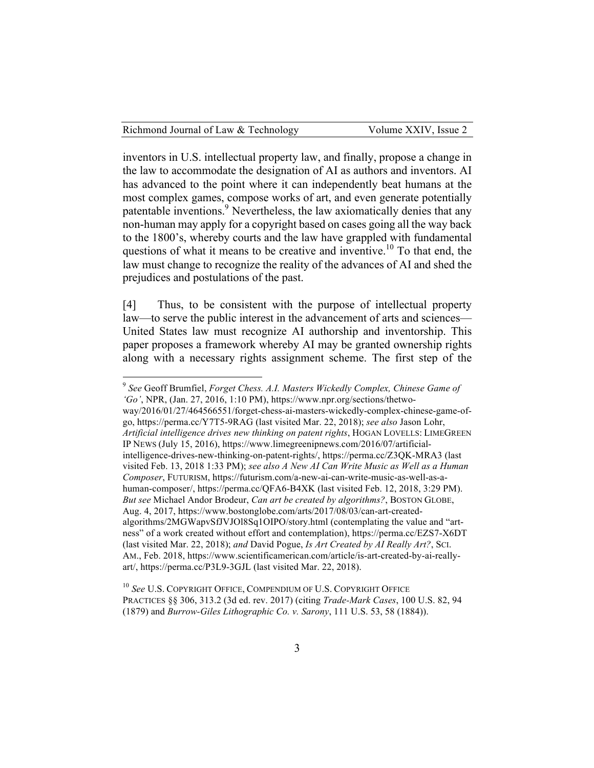inventors in U.S. intellectual property law, and finally, propose a change in the law to accommodate the designation of AI as authors and inventors. AI has advanced to the point where it can independently beat humans at the most complex games, compose works of art, and even generate potentially patentable inventions.[9] Nevertheless, the law axiomatically denies that any non-human may apply for a copyright based on cases going all the way back to the 1800's, whereby courts and the law have grappled with fundamental questions of what it means to be creative and inventive.[10] To that end, the law must change to recognize the reality of the advances of AI and shed the prejudices and postulations of the past.

[4] Thus, to be consistent with the purpose of intellectual property law—to serve the public interest in the advancement of arts and sciences—United States law must recognize AI authorship and inventorship. This paper proposes a framework whereby AI may be granted ownership rights along with a necessary rights assignment scheme. The first step of the

---

[9] *See* Geoff Brumfiel, *Forget Chess. A.I. Masters Wickedly Complex, Chinese Game of 'Go'*, NPR, (Jan. 27, 2016, 1:10 PM), https://www.npr.org/sections/thetwo-way/2016/01/27/464566551/forget-chess-ai-masters-wickedly-complex-chinese-game-of-go, https://perma.cc/Y7T5-9RAG (last visited Mar. 22, 2018); *see also* Jason Lohr, *Artificial intelligence drives new thinking on patent rights*, HOGAN LOVELLS: LIMEGREEN IP NEWS (July 15, 2016), https://www.limegreenipnews.com/2016/07/artificial-intelligence-drives-new-thinking-on-patent-rights/, https://perma.cc/Z3QK-MRA3 (last visited Feb. 13, 2018 1:33 PM); *see also A New AI Can Write Music as Well as a Human Composer*, FUTURISM, https://futurism.com/a-new-ai-can-write-music-as-well-as-a-human-composer/, https://perma.cc/QFA6-B4XK (last visited Feb. 12, 2018, 3:29 PM). *But see* Michael Andor Brodeur, *Can art be created by algorithms?*, BOSTON GLOBE, Aug. 4, 2017, https://www.bostonglobe.com/arts/2017/08/03/can-art-created-algorithms/2MGWapvSfJVJOl8Sq1OIPO/story.html (contemplating the value and "art-ness" of a work created without effort and contemplation), https://perma.cc/EZS7-X6DT (last visited Mar. 22, 2018); *and* David Pogue, *Is Art Created by AI Really Art?*, SCI. AM., Feb. 2018, https://www.scientificamerican.com/article/is-art-created-by-ai-really-art/, https://perma.cc/P3L9-3GJL (last visited Mar. 22, 2018).

[10] *See* U.S. COPYRIGHT OFFICE, COMPENDIUM OF U.S. COPYRIGHT OFFICE PRACTICES §§ 306, 313.2 (3d ed. rev. 2017) (citing *Trade-Mark Cases*, 100 U.S. 82, 94 (1879) and *Burrow-Giles Lithographic Co. v. Sarony*, 111 U.S. 53, 58 (1884)).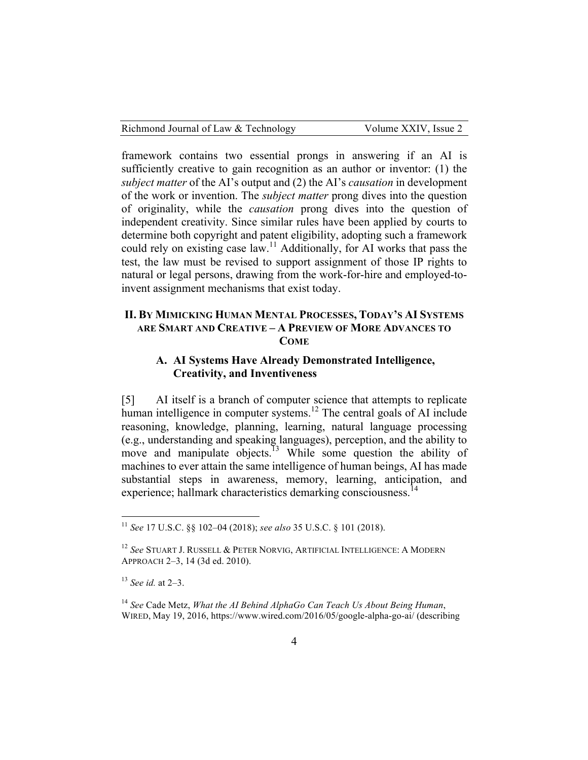framework contains two essential prongs in answering if an AI is sufficiently creative to gain recognition as an author or inventor: (1) the *subject matter* of the AI's output and (2) the AI's *causation* in development of the work or invention. The *subject matter* prong dives into the question of originality, while the *causation* prong dives into the question of independent creativity. Since similar rules have been applied by courts to determine both copyright and patent eligibility, adopting such a framework could rely on existing case law.[11] Additionally, for AI works that pass the test, the law must be revised to support assignment of those IP rights to natural or legal persons, drawing from the work-for-hire and employed-to-invent assignment mechanisms that exist today.

## II. By Mimicking Human Mental Processes, Today's AI Systems are Smart and Creative – A Preview of More Advances to Come

### A. AI Systems Have Already Demonstrated Intelligence, Creativity, and Inventiveness

[5] AI itself is a branch of computer science that attempts to replicate human intelligence in computer systems.[12] The central goals of AI include reasoning, knowledge, planning, learning, natural language processing (e.g., understanding and speaking languages), perception, and the ability to move and manipulate objects.[13] While some question the ability of machines to ever attain the same intelligence of human beings, AI has made substantial steps in awareness, memory, learning, anticipation, and experience; hallmark characteristics demarking consciousness.[14]

---

[11] *See* 17 U.S.C. §§ 102–04 (2018); *see also* 35 U.S.C. § 101 (2018).

[12] *See* Stuart J. Russell & Peter Norvig, Artificial Intelligence: A Modern Approach 2–3, 14 (3d ed. 2010).

[13] *See id.* at 2–3.

[14] *See* Cade Metz, *What the AI Behind AlphaGo Can Teach Us About Being Human*, Wired, May 19, 2016, https://www.wired.com/2016/05/google-alpha-go-ai/ (describing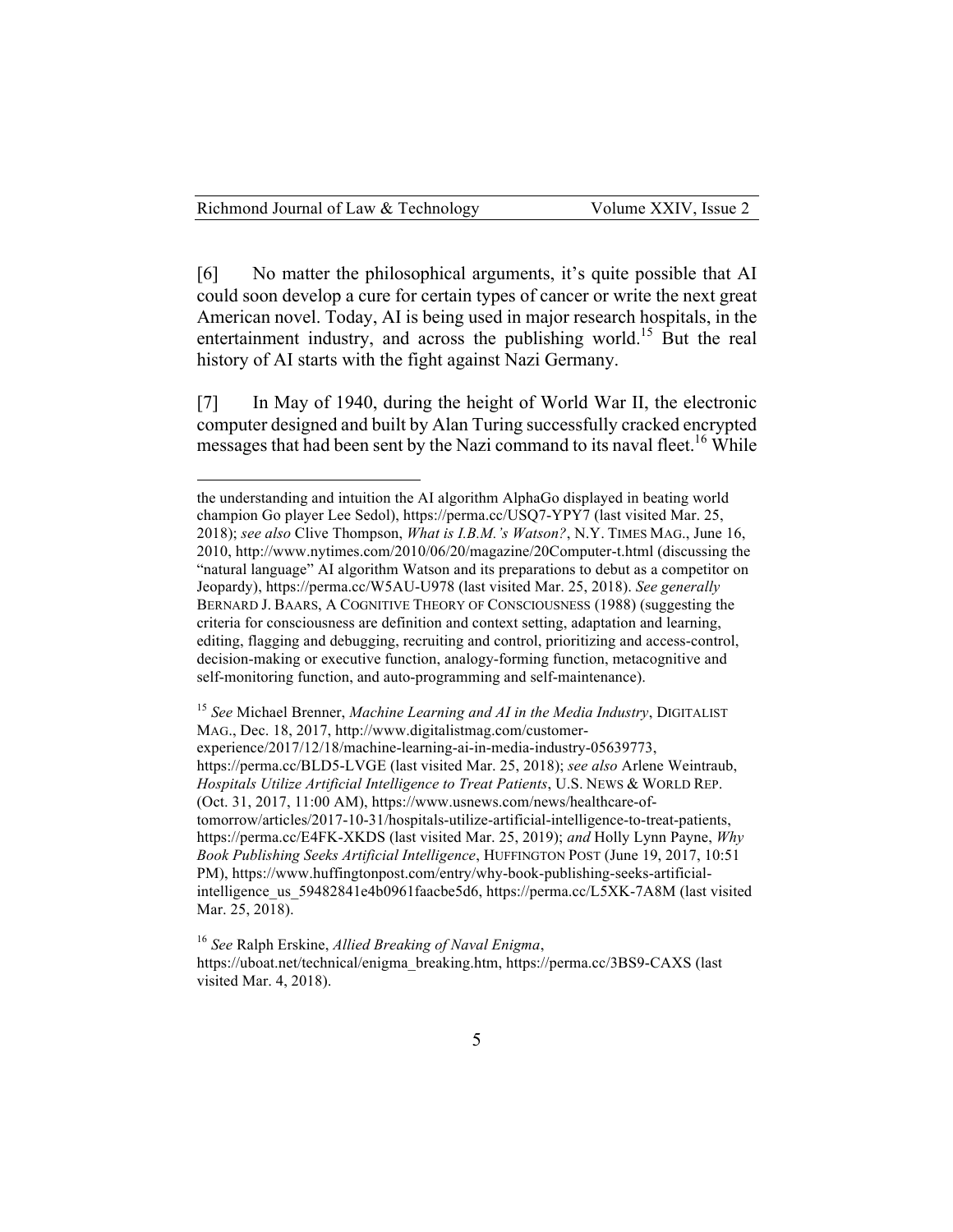[6] No matter the philosophical arguments, it's quite possible that AI could soon develop a cure for certain types of cancer or write the next great American novel. Today, AI is being used in major research hospitals, in the entertainment industry, and across the publishing world.[15] But the real history of AI starts with the fight against Nazi Germany.

[7] In May of 1940, during the height of World War II, the electronic computer designed and built by Alan Turing successfully cracked encrypted messages that had been sent by the Nazi command to its naval fleet.[16] While

---

the understanding and intuition the AI algorithm AlphaGo displayed in beating world champion Go player Lee Sedol), https://perma.cc/USQ7-YPY7 (last visited Mar. 25, 2018); *see also* Clive Thompson, *What is I.B.M.'s Watson?*, N.Y. TIMES MAG., June 16, 2010, http://www.nytimes.com/2010/06/20/magazine/20Computer-t.html (discussing the "natural language" AI algorithm Watson and its preparations to debut as a competitor on Jeopardy), https://perma.cc/W5AU-U978 (last visited Mar. 25, 2018). *See generally* BERNARD J. BAARS, A COGNITIVE THEORY OF CONSCIOUSNESS (1988) (suggesting the criteria for consciousness are definition and context setting, adaptation and learning, editing, flagging and debugging, recruiting and control, prioritizing and access-control, decision-making or executive function, analogy-forming function, metacognitive and self-monitoring function, and auto-programming and self-maintenance).

[15] *See* Michael Brenner, *Machine Learning and AI in the Media Industry*, DIGITALIST MAG., Dec. 18, 2017, http://www.digitalistmag.com/customer-experience/2017/12/18/machine-learning-ai-in-media-industry-05639773, https://perma.cc/BLD5-LVGE (last visited Mar. 25, 2018); *see also* Arlene Weintraub, *Hospitals Utilize Artificial Intelligence to Treat Patients*, U.S. NEWS & WORLD REP. (Oct. 31, 2017, 11:00 AM), https://www.usnews.com/news/healthcare-of-tomorrow/articles/2017-10-31/hospitals-utilize-artificial-intelligence-to-treat-patients, https://perma.cc/E4FK-XKDS (last visited Mar. 25, 2019); *and* Holly Lynn Payne, *Why Book Publishing Seeks Artificial Intelligence*, HUFFINGTON POST (June 19, 2017, 10:51 PM), https://www.huffingtonpost.com/entry/why-book-publishing-seeks-artificial-intelligence_us_59482841e4b0961faacbe5d6, https://perma.cc/L5XK-7A8M (last visited Mar. 25, 2018).

[16] *See* Ralph Erskine, *Allied Breaking of Naval Enigma*, https://uboat.net/technical/enigma_breaking.htm, https://perma.cc/3BS9-CAXS (last visited Mar. 4, 2018).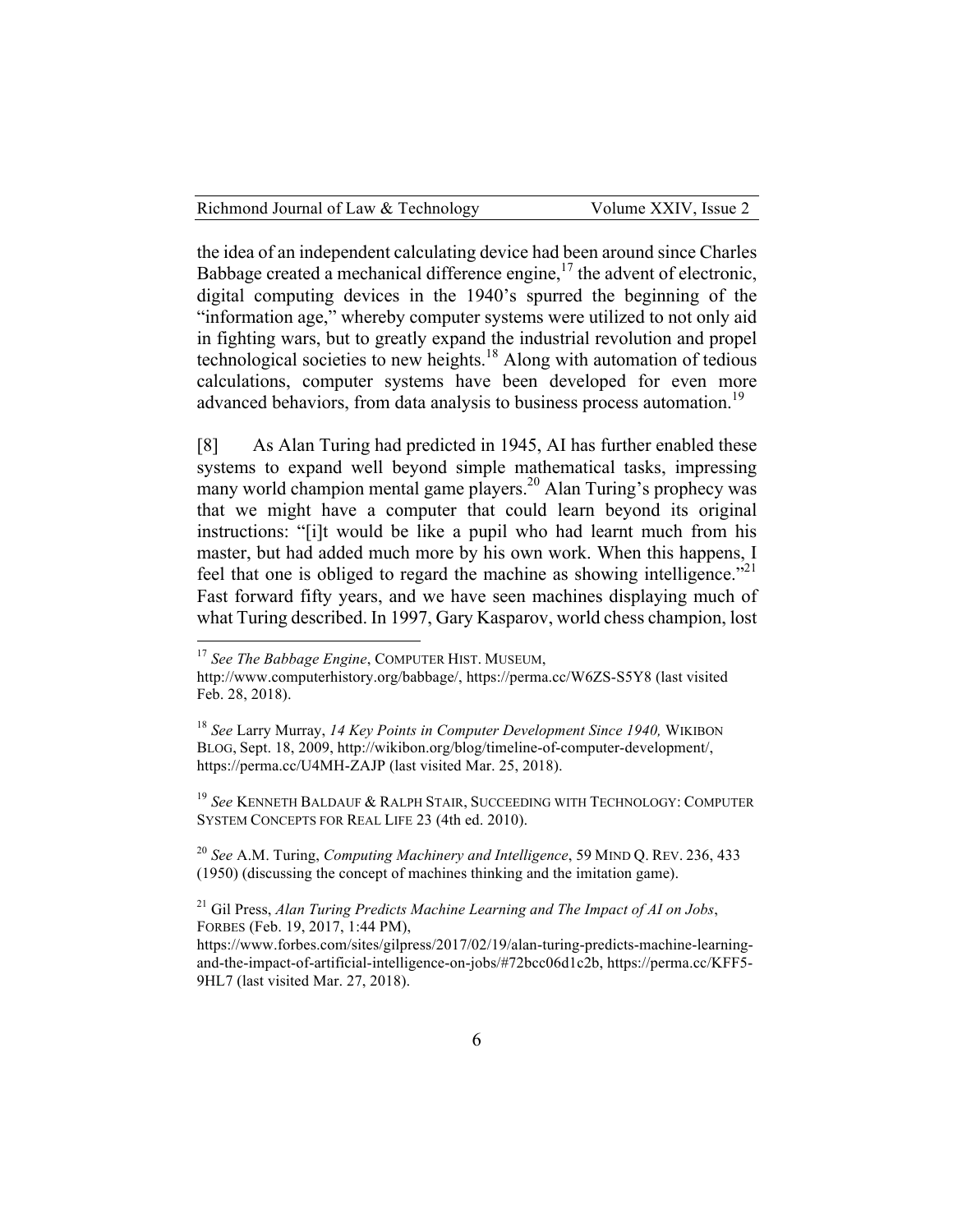the idea of an independent calculating device had been around since Charles Babbage created a mechanical difference engine,[17] the advent of electronic, digital computing devices in the 1940's spurred the beginning of the "information age," whereby computer systems were utilized to not only aid in fighting wars, but to greatly expand the industrial revolution and propel technological societies to new heights.[18] Along with automation of tedious calculations, computer systems have been developed for even more advanced behaviors, from data analysis to business process automation.[19]

[8] As Alan Turing had predicted in 1945, AI has further enabled these systems to expand well beyond simple mathematical tasks, impressing many world champion mental game players.[20] Alan Turing's prophecy was that we might have a computer that could learn beyond its original instructions: "[i]t would be like a pupil who had learnt much from his master, but had added much more by his own work. When this happens, I feel that one is obliged to regard the machine as showing intelligence."[21] Fast forward fifty years, and we have seen machines displaying much of what Turing described. In 1997, Gary Kasparov, world chess champion, lost

---

[17] *See The Babbage Engine*, COMPUTER HIST. MUSEUM, http://www.computerhistory.org/babbage/, https://perma.cc/W6ZS-S5Y8 (last visited Feb. 28, 2018).

[18] *See* Larry Murray, *14 Key Points in Computer Development Since 1940,* WIKIBON BLOG, Sept. 18, 2009, http://wikibon.org/blog/timeline-of-computer-development/, https://perma.cc/U4MH-ZAJP (last visited Mar. 25, 2018).

[19] *See* KENNETH BALDAUF & RALPH STAIR, SUCCEEDING WITH TECHNOLOGY: COMPUTER SYSTEM CONCEPTS FOR REAL LIFE 23 (4th ed. 2010).

[20] *See* A.M. Turing, *Computing Machinery and Intelligence*, 59 MIND Q. REV. 236, 433 (1950) (discussing the concept of machines thinking and the imitation game).

[21] Gil Press, *Alan Turing Predicts Machine Learning and The Impact of AI on Jobs*, FORBES (Feb. 19, 2017, 1:44 PM), https://www.forbes.com/sites/gilpress/2017/02/19/alan-turing-predicts-machine-learning-and-the-impact-of-artificial-intelligence-on-jobs/#72bcc06d1c2b, https://perma.cc/KFF5-9HL7 (last visited Mar. 27, 2018).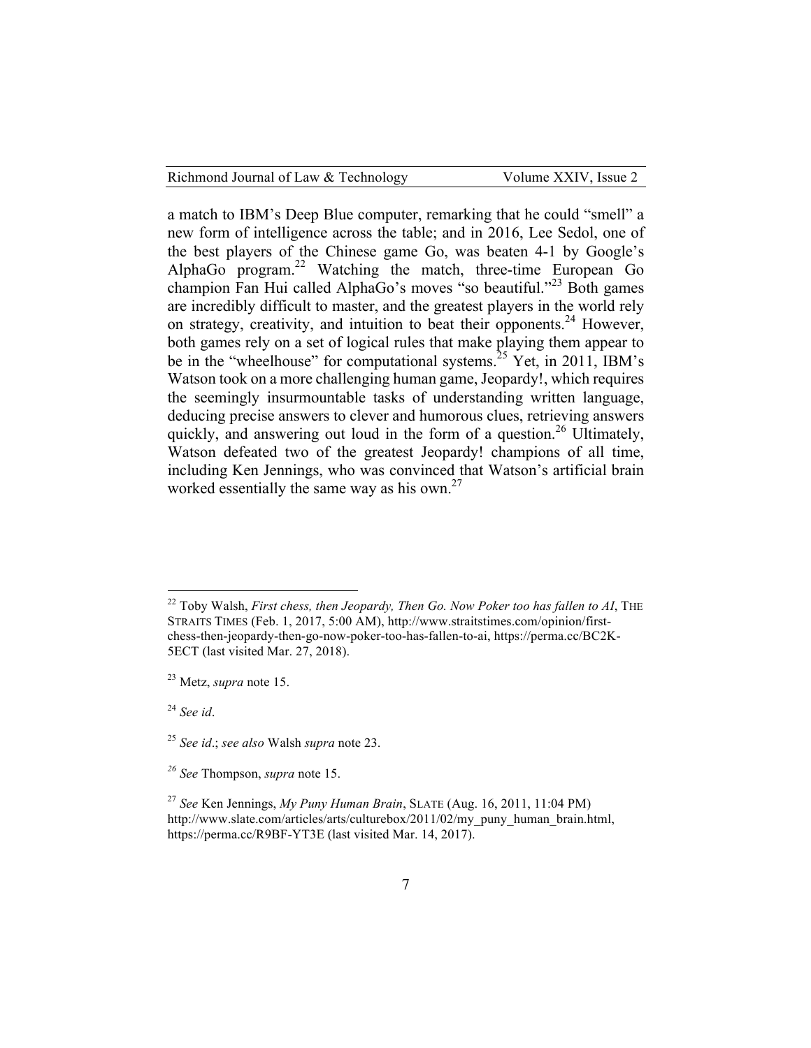a match to IBM's Deep Blue computer, remarking that he could "smell" a new form of intelligence across the table; and in 2016, Lee Sedol, one of the best players of the Chinese game Go, was beaten 4-1 by Google's AlphaGo program.[22] Watching the match, three-time European Go champion Fan Hui called AlphaGo's moves "so beautiful."[23] Both games are incredibly difficult to master, and the greatest players in the world rely on strategy, creativity, and intuition to beat their opponents.[24] However, both games rely on a set of logical rules that make playing them appear to be in the "wheelhouse" for computational systems.[25] Yet, in 2011, IBM's Watson took on a more challenging human game, Jeopardy!, which requires the seemingly insurmountable tasks of understanding written language, deducing precise answers to clever and humorous clues, retrieving answers quickly, and answering out loud in the form of a question.[26] Ultimately, Watson defeated two of the greatest Jeopardy! champions of all time, including Ken Jennings, who was convinced that Watson's artificial brain worked essentially the same way as his own.[27]

---

[22] Toby Walsh, *First chess, then Jeopardy, Then Go. Now Poker too has fallen to AI*, THE STRAITS TIMES (Feb. 1, 2017, 5:00 AM), http://www.straitstimes.com/opinion/first-chess-then-jeopardy-then-go-now-poker-too-has-fallen-to-ai, https://perma.cc/BC2K-5ECT (last visited Mar. 27, 2018).

[23] Metz, *supra* note 15.

[24] *See id*.

[25] *See id*.; *see also* Walsh *supra* note 23.

[26] *See* Thompson, *supra* note 15.

[27] *See* Ken Jennings, *My Puny Human Brain*, SLATE (Aug. 16, 2011, 11:04 PM) http://www.slate.com/articles/arts/culturebox/2011/02/my_puny_human_brain.html, https://perma.cc/R9BF-YT3E (last visited Mar. 14, 2017).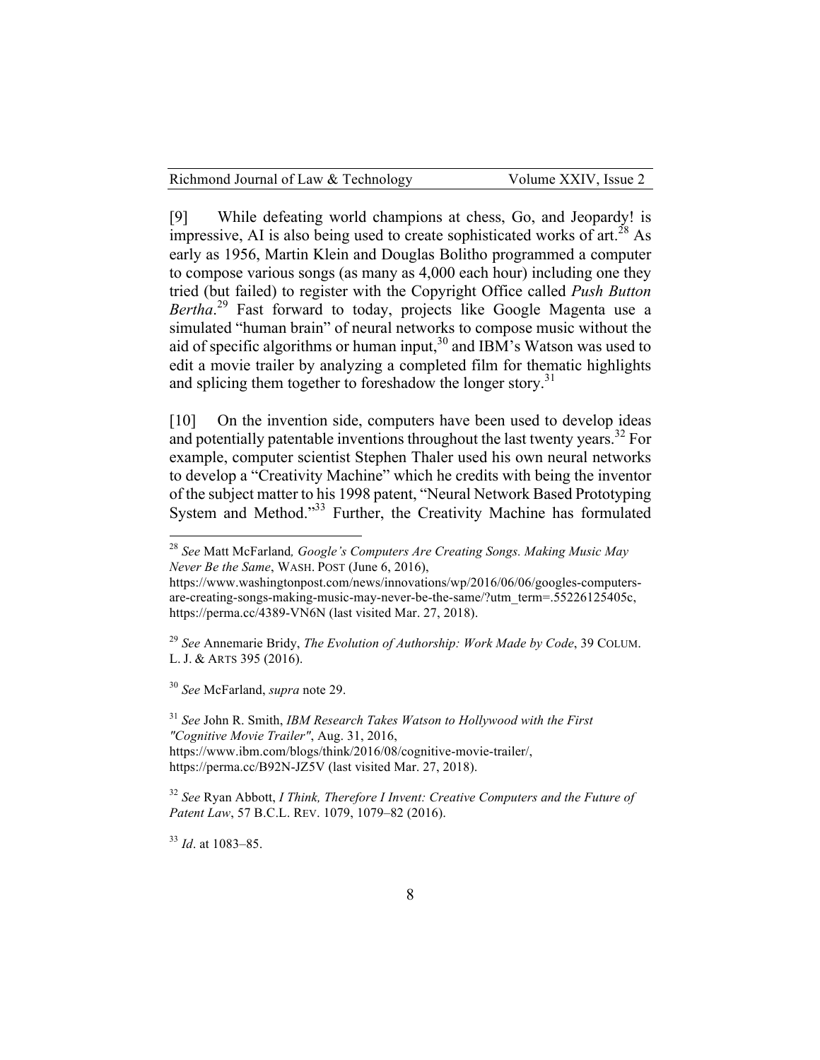[9] While defeating world champions at chess, Go, and Jeopardy! is impressive, AI is also being used to create sophisticated works of art.[28] As early as 1956, Martin Klein and Douglas Bolitho programmed a computer to compose various songs (as many as 4,000 each hour) including one they tried (but failed) to register with the Copyright Office called *Push Button Bertha*.[29] Fast forward to today, projects like Google Magenta use a simulated "human brain" of neural networks to compose music without the aid of specific algorithms or human input,[30] and IBM's Watson was used to edit a movie trailer by analyzing a completed film for thematic highlights and splicing them together to foreshadow the longer story.[31]

[10] On the invention side, computers have been used to develop ideas and potentially patentable inventions throughout the last twenty years.[32] For example, computer scientist Stephen Thaler used his own neural networks to develop a "Creativity Machine" which he credits with being the inventor of the subject matter to his 1998 patent, "Neural Network Based Prototyping System and Method."[33] Further, the Creativity Machine has formulated

---

[28] *See* Matt McFarland*, Google's Computers Are Creating Songs. Making Music May Never Be the Same*, WASH. POST (June 6, 2016), https://www.washingtonpost.com/news/innovations/wp/2016/06/06/googles-computers-are-creating-songs-making-music-may-never-be-the-same/?utm_term=.55226125405c, https://perma.cc/4389-VN6N (last visited Mar. 27, 2018).

[29] *See* Annemarie Bridy, *The Evolution of Authorship: Work Made by Code*, 39 COLUM. L. J. & ARTS 395 (2016).

[30] *See* McFarland, *supra* note 29.

[31] *See* John R. Smith, *IBM Research Takes Watson to Hollywood with the First "Cognitive Movie Trailer"*, Aug. 31, 2016, https://www.ibm.com/blogs/think/2016/08/cognitive-movie-trailer/, https://perma.cc/B92N-JZ5V (last visited Mar. 27, 2018).

[32] *See* Ryan Abbott, *I Think, Therefore I Invent: Creative Computers and the Future of Patent Law*, 57 B.C.L. REV. 1079, 1079–82 (2016).

[33] *Id*. at 1083–85.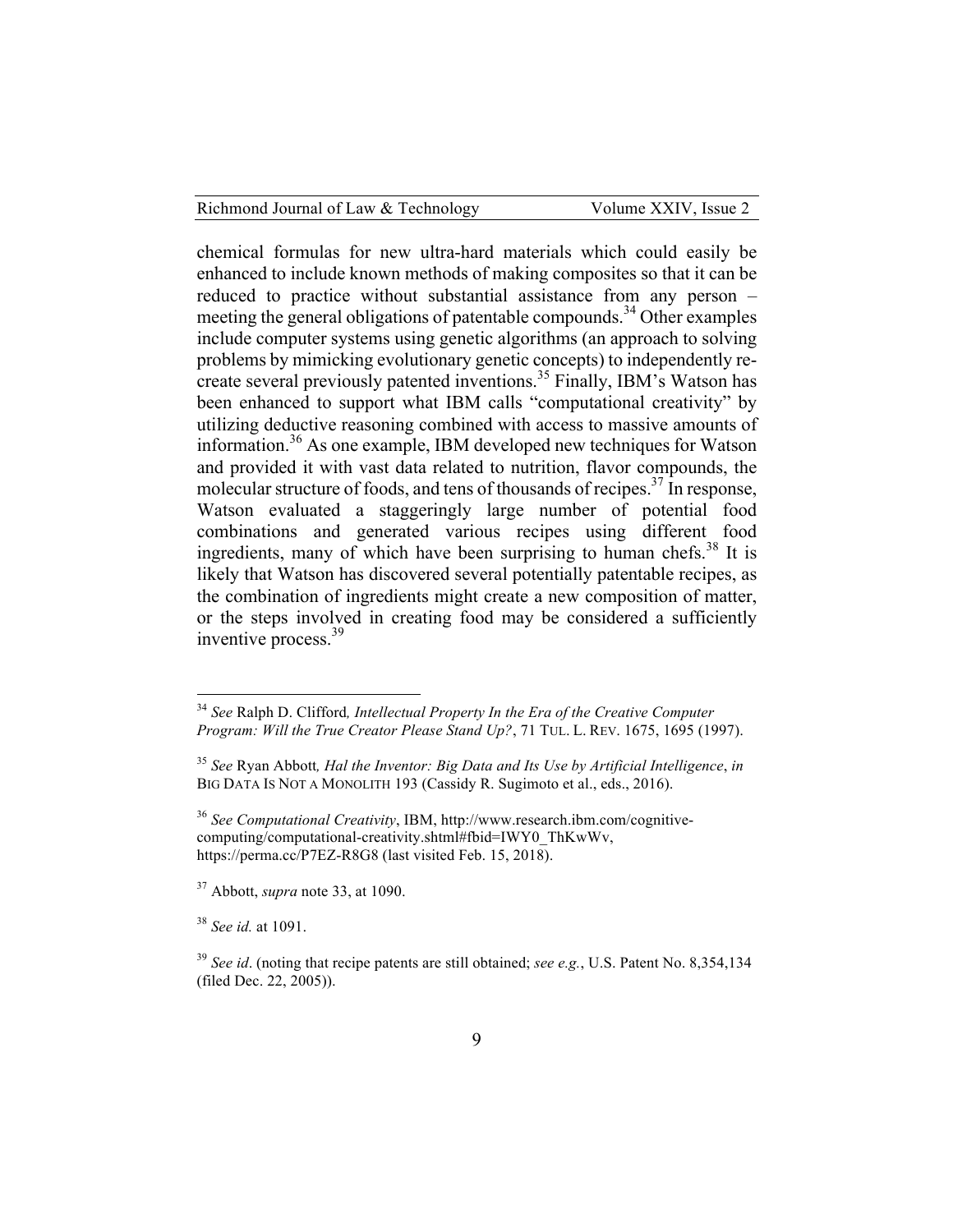chemical formulas for new ultra-hard materials which could easily be enhanced to include known methods of making composites so that it can be reduced to practice without substantial assistance from any person – meeting the general obligations of patentable compounds.[34] Other examples include computer systems using genetic algorithms (an approach to solving problems by mimicking evolutionary genetic concepts) to independently re-create several previously patented inventions.[35] Finally, IBM's Watson has been enhanced to support what IBM calls "computational creativity" by utilizing deductive reasoning combined with access to massive amounts of information.[36] As one example, IBM developed new techniques for Watson and provided it with vast data related to nutrition, flavor compounds, the molecular structure of foods, and tens of thousands of recipes.[37] In response, Watson evaluated a staggeringly large number of potential food combinations and generated various recipes using different food ingredients, many of which have been surprising to human chefs.[38] It is likely that Watson has discovered several potentially patentable recipes, as the combination of ingredients might create a new composition of matter, or the steps involved in creating food may be considered a sufficiently inventive process.[39]

---

[34] *See* Ralph D. Clifford*, Intellectual Property In the Era of the Creative Computer Program: Will the True Creator Please Stand Up?*, 71 TUL. L. REV. 1675, 1695 (1997).

[35] *See* Ryan Abbott*, Hal the Inventor: Big Data and Its Use by Artificial Intelligence*, *in* BIG DATA IS NOT A MONOLITH 193 (Cassidy R. Sugimoto et al., eds., 2016).

[36] *See Computational Creativity*, IBM, http://www.research.ibm.com/cognitive-computing/computational-creativity.shtml#fbid=IWY0_ThKwWv, https://perma.cc/P7EZ-R8G8 (last visited Feb. 15, 2018).

[37] Abbott, *supra* note 33, at 1090.

[38] *See id.* at 1091.

[39] *See id*. (noting that recipe patents are still obtained; *see e.g.*, U.S. Patent No. 8,354,134 (filed Dec. 22, 2005)).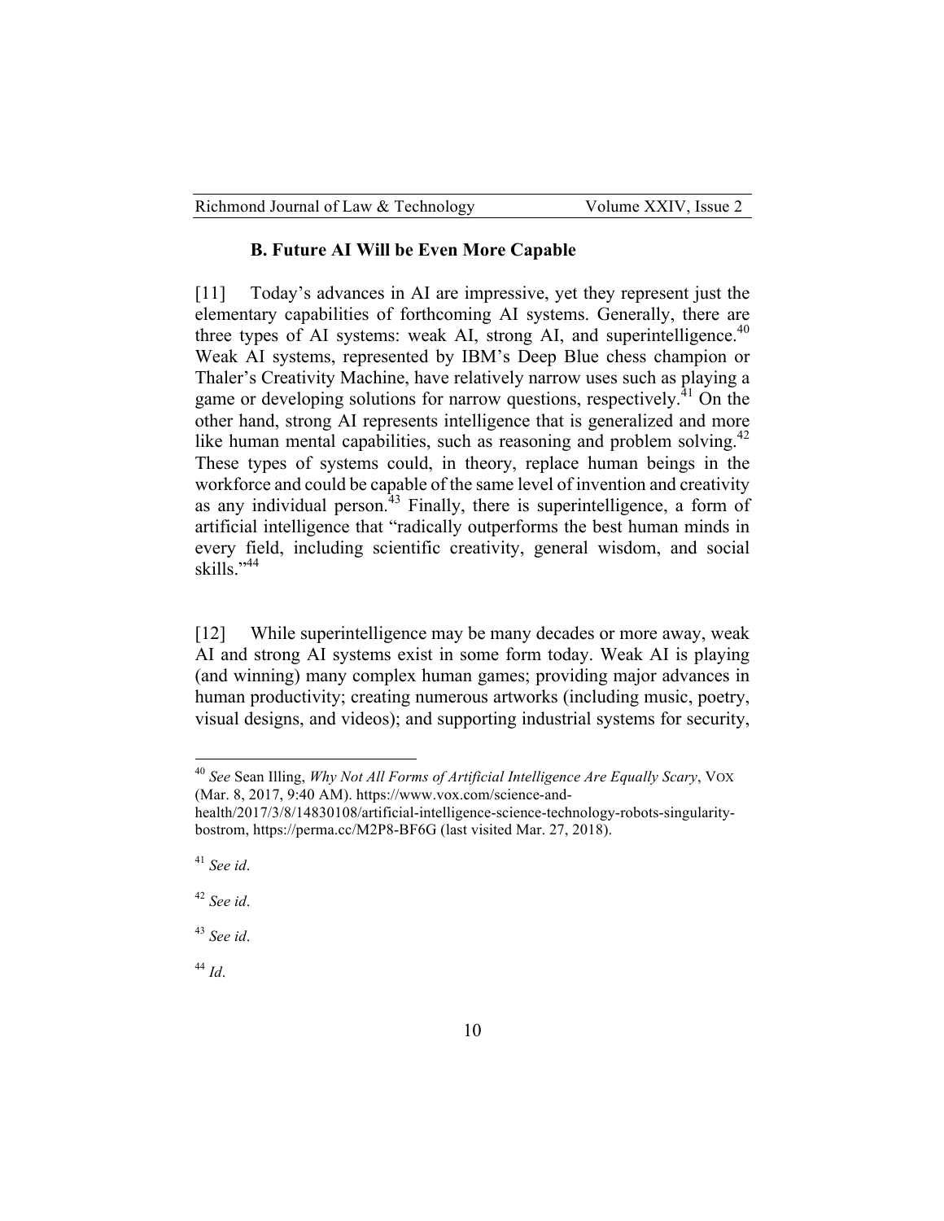### B. Future AI Will be Even More Capable

[11] Today's advances in AI are impressive, yet they represent just the elementary capabilities of forthcoming AI systems. Generally, there are three types of AI systems: weak AI, strong AI, and superintelligence.[40] Weak AI systems, represented by IBM's Deep Blue chess champion or Thaler's Creativity Machine, have relatively narrow uses such as playing a game or developing solutions for narrow questions, respectively.[41] On the other hand, strong AI represents intelligence that is generalized and more like human mental capabilities, such as reasoning and problem solving.[42] These types of systems could, in theory, replace human beings in the workforce and could be capable of the same level of invention and creativity as any individual person.[43] Finally, there is superintelligence, a form of artificial intelligence that "radically outperforms the best human minds in every field, including scientific creativity, general wisdom, and social skills."[44]

[12] While superintelligence may be many decades or more away, weak AI and strong AI systems exist in some form today. Weak AI is playing (and winning) many complex human games; providing major advances in human productivity; creating numerous artworks (including music, poetry, visual designs, and videos); and supporting industrial systems for security,

---

[40] *See* Sean Illing, *Why Not All Forms of Artificial Intelligence Are Equally Scary*, VOX (Mar. 8, 2017, 9:40 AM). https://www.vox.com/science-and-health/2017/3/8/14830108/artificial-intelligence-science-technology-robots-singularity-bostrom, https://perma.cc/M2P8-BF6G (last visited Mar. 27, 2018).

[41] *See id*.

[42] *See id*.

[43] *See id*.

[44] *Id*.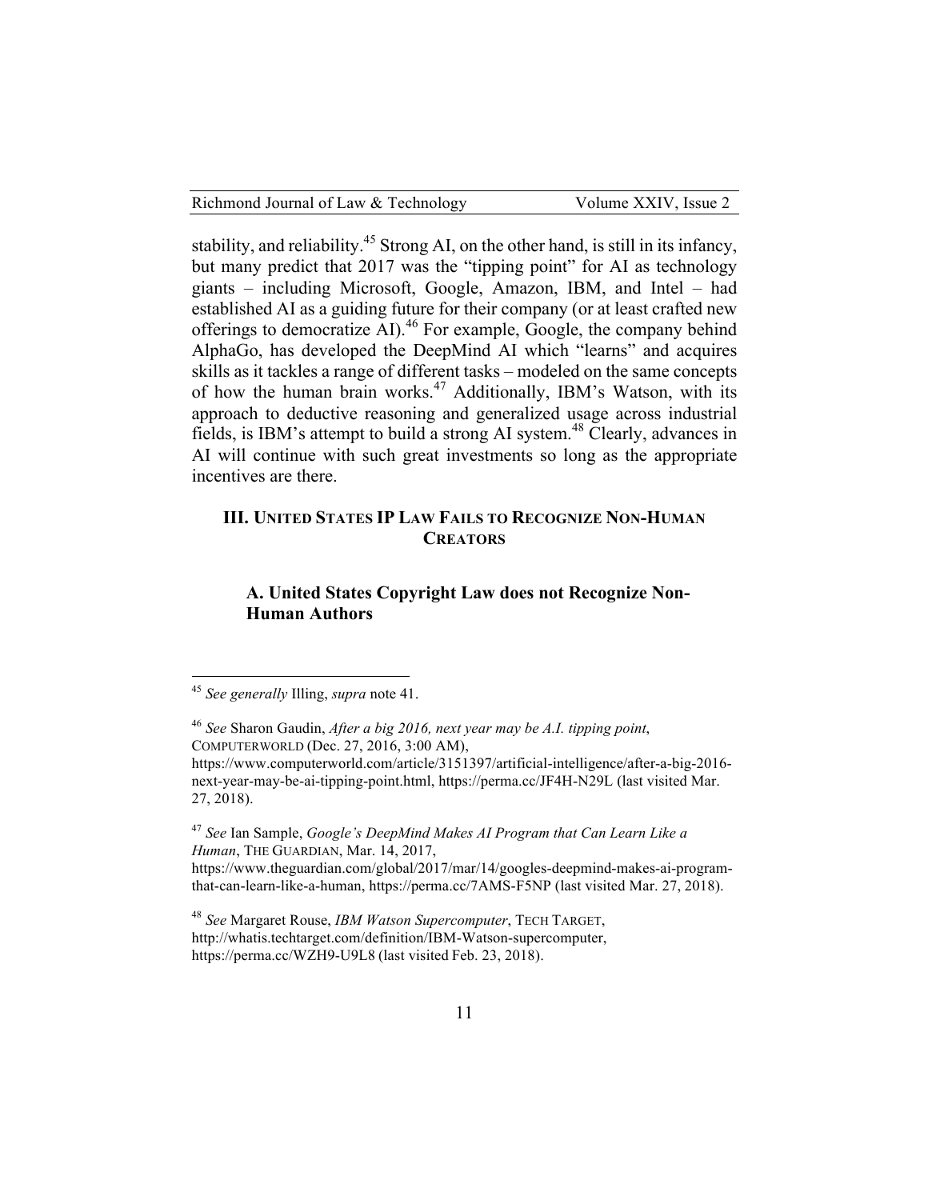stability, and reliability.[45] Strong AI, on the other hand, is still in its infancy, but many predict that 2017 was the "tipping point" for AI as technology giants – including Microsoft, Google, Amazon, IBM, and Intel – had established AI as a guiding future for their company (or at least crafted new offerings to democratize AI).[46] For example, Google, the company behind AlphaGo, has developed the DeepMind AI which "learns" and acquires skills as it tackles a range of different tasks – modeled on the same concepts of how the human brain works.[47] Additionally, IBM's Watson, with its approach to deductive reasoning and generalized usage across industrial fields, is IBM's attempt to build a strong AI system.[48] Clearly, advances in AI will continue with such great investments so long as the appropriate incentives are there.

## III. United States IP Law Fails to Recognize Non-Human Creators

### A. United States Copyright Law does not Recognize Non-Human Authors

---

[45] *See generally* Illing, *supra* note 41.

[46] *See* Sharon Gaudin, *After a big 2016, next year may be A.I. tipping point*, COMPUTERWORLD (Dec. 27, 2016, 3:00 AM), https://www.computerworld.com/article/3151397/artificial-intelligence/after-a-big-2016-next-year-may-be-ai-tipping-point.html, https://perma.cc/JF4H-N29L (last visited Mar. 27, 2018).

[47] *See* Ian Sample, *Google's DeepMind Makes AI Program that Can Learn Like a Human*, THE GUARDIAN, Mar. 14, 2017, https://www.theguardian.com/global/2017/mar/14/googles-deepmind-makes-ai-program-that-can-learn-like-a-human, https://perma.cc/7AMS-F5NP (last visited Mar. 27, 2018).

[48] *See* Margaret Rouse, *IBM Watson Supercomputer*, TECH TARGET, http://whatis.techtarget.com/definition/IBM-Watson-supercomputer, https://perma.cc/WZH9-U9L8 (last visited Feb. 23, 2018).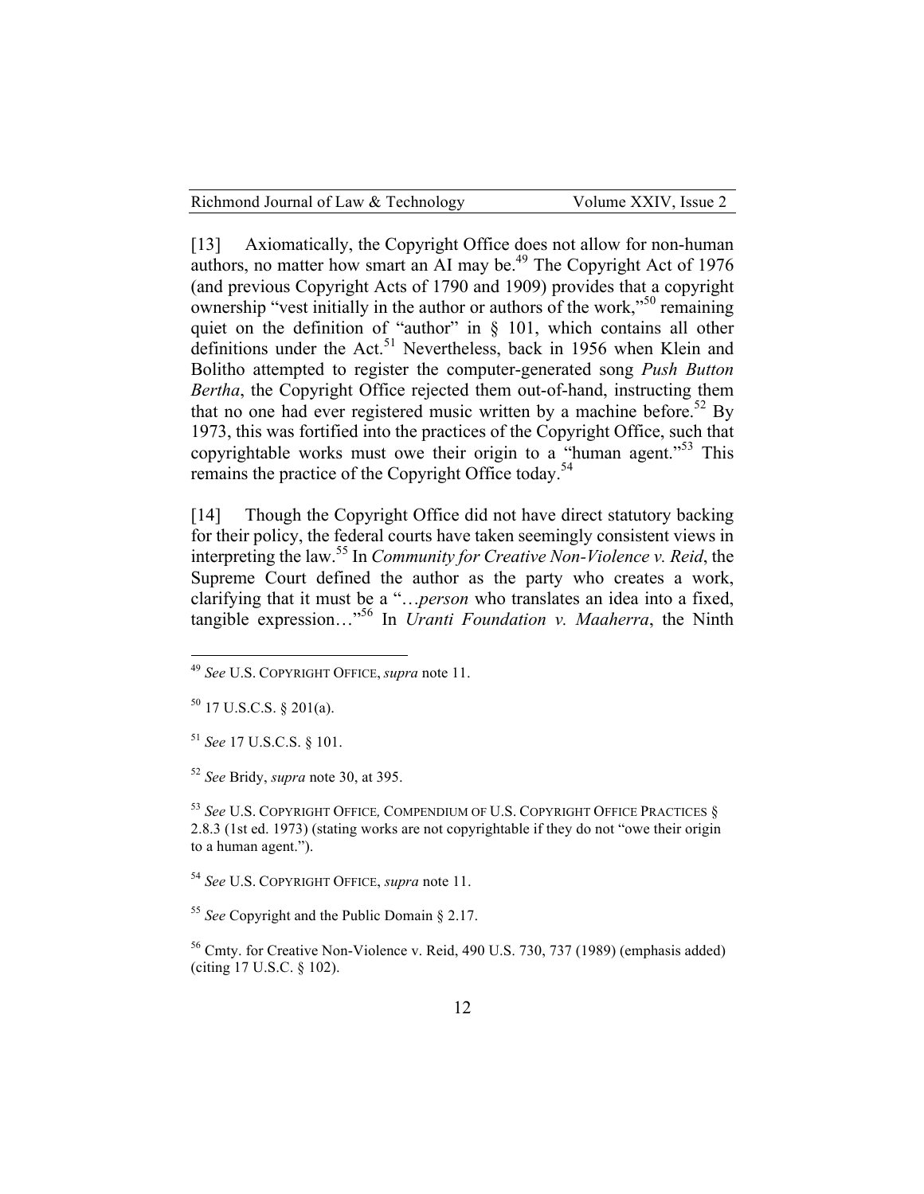[13] Axiomatically, the Copyright Office does not allow for non-human authors, no matter how smart an AI may be.[49] The Copyright Act of 1976 (and previous Copyright Acts of 1790 and 1909) provides that a copyright ownership "vest initially in the author or authors of the work,"[50] remaining quiet on the definition of "author" in § 101, which contains all other definitions under the Act.[51] Nevertheless, back in 1956 when Klein and Bolitho attempted to register the computer-generated song *Push Button Bertha*, the Copyright Office rejected them out-of-hand, instructing them that no one had ever registered music written by a machine before.[52] By 1973, this was fortified into the practices of the Copyright Office, such that copyrightable works must owe their origin to a "human agent."[53] This remains the practice of the Copyright Office today.[54]

[14] Though the Copyright Office did not have direct statutory backing for their policy, the federal courts have taken seemingly consistent views in interpreting the law.[55] In *Community for Creative Non-Violence v. Reid*, the Supreme Court defined the author as the party who creates a work, clarifying that it must be a "…*person* who translates an idea into a fixed, tangible expression…"[56] In *Uranti Foundation v. Maaherra*, the Ninth

---

[49] *See* U.S. COPYRIGHT OFFICE, *supra* note 11.

[50] 17 U.S.C.S. § 201(a).

[51] *See* 17 U.S.C.S. § 101.

[52] *See* Bridy, *supra* note 30, at 395.

[53] *See* U.S. COPYRIGHT OFFICE, COMPENDIUM OF U.S. COPYRIGHT OFFICE PRACTICES § 2.8.3 (1st ed. 1973) (stating works are not copyrightable if they do not "owe their origin to a human agent.").

[54] *See* U.S. COPYRIGHT OFFICE, *supra* note 11.

[55] *See* Copyright and the Public Domain § 2.17.

[56] Cmty. for Creative Non-Violence v. Reid, 490 U.S. 730, 737 (1989) (emphasis added) (citing 17 U.S.C. § 102).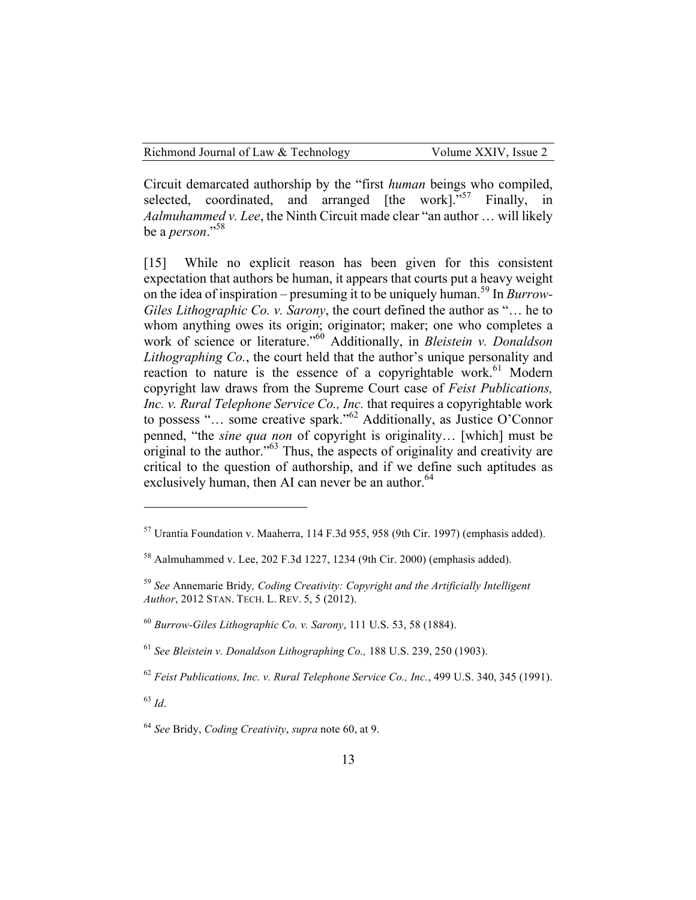Circuit demarcated authorship by the "first *human* beings who compiled, selected, coordinated, and arranged [the work]."[57] Finally, in *Aalmuhammed v. Lee*, the Ninth Circuit made clear "an author … will likely be a *person*."[58]

[15] While no explicit reason has been given for this consistent expectation that authors be human, it appears that courts put a heavy weight on the idea of inspiration – presuming it to be uniquely human.[59] In *Burrow-Giles Lithographic Co. v. Sarony*, the court defined the author as "… he to whom anything owes its origin; originator; maker; one who completes a work of science or literature."[60] Additionally, in *Bleistein v. Donaldson Lithographing Co.*, the court held that the author's unique personality and reaction to nature is the essence of a copyrightable work.[61] Modern copyright law draws from the Supreme Court case of *Feist Publications, Inc. v. Rural Telephone Service Co., Inc.* that requires a copyrightable work to possess "… some creative spark."[62] Additionally, as Justice O'Connor penned, "the *sine qua non* of copyright is originality… [which] must be original to the author."[63] Thus, the aspects of originality and creativity are critical to the question of authorship, and if we define such aptitudes as exclusively human, then AI can never be an author.[64]

---

[57] Urantia Foundation v. Maaherra, 114 F.3d 955, 958 (9th Cir. 1997) (emphasis added).

[58] Aalmuhammed v. Lee, 202 F.3d 1227, 1234 (9th Cir. 2000) (emphasis added).

[59] *See* Annemarie Bridy*, Coding Creativity: Copyright and the Artificially Intelligent Author*, 2012 STAN. TECH. L. REV. 5, 5 (2012).

[60] *Burrow-Giles Lithographic Co. v. Sarony*, 111 U.S. 53, 58 (1884).

[61] *See Bleistein v. Donaldson Lithographing Co.,* 188 U.S. 239, 250 (1903).

[62] *Feist Publications, Inc. v. Rural Telephone Service Co., Inc.*, 499 U.S. 340, 345 (1991).

[63] *Id*.

[64] *See* Bridy, *Coding Creativity*, *supra* note 60, at 9.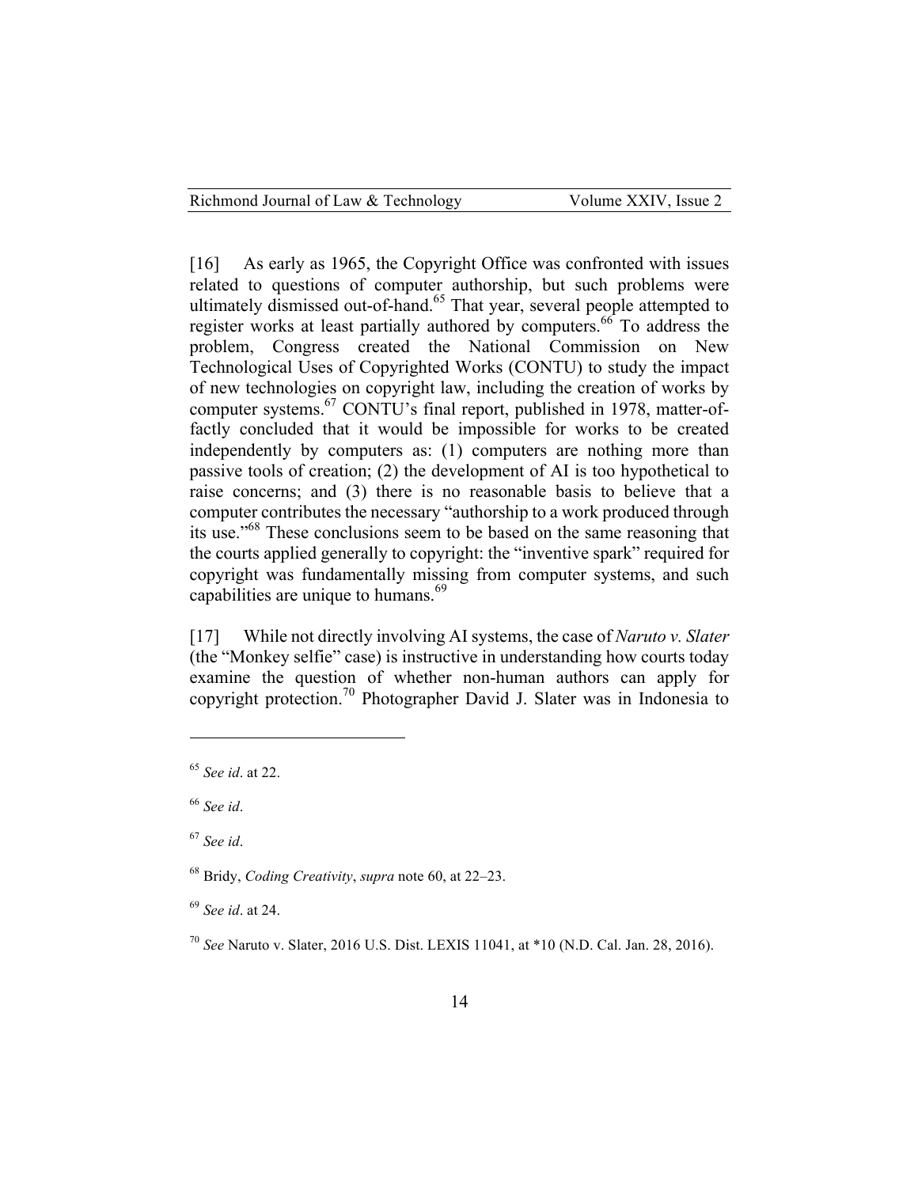[16] As early as 1965, the Copyright Office was confronted with issues related to questions of computer authorship, but such problems were ultimately dismissed out-of-hand.[65] That year, several people attempted to register works at least partially authored by computers.[66] To address the problem, Congress created the National Commission on New Technological Uses of Copyrighted Works (CONTU) to study the impact of new technologies on copyright law, including the creation of works by computer systems.[67] CONTU's final report, published in 1978, matter-of-factly concluded that it would be impossible for works to be created independently by computers as: (1) computers are nothing more than passive tools of creation; (2) the development of AI is too hypothetical to raise concerns; and (3) there is no reasonable basis to believe that a computer contributes the necessary "authorship to a work produced through its use."[68] These conclusions seem to be based on the same reasoning that the courts applied generally to copyright: the "inventive spark" required for copyright was fundamentally missing from computer systems, and such capabilities are unique to humans.[69]

[17] While not directly involving AI systems, the case of *Naruto v. Slater* (the "Monkey selfie" case) is instructive in understanding how courts today examine the question of whether non-human authors can apply for copyright protection.[70] Photographer David J. Slater was in Indonesia to

---

[65] *See id*. at 22.

[66] *See id*.

[67] *See id*.

[68] Bridy, *Coding Creativity*, *supra* note 60, at 22–23.

[69] *See id*. at 24.

[70] *See* Naruto v. Slater, 2016 U.S. Dist. LEXIS 11041, at *10 (N.D. Cal. Jan. 28, 2016).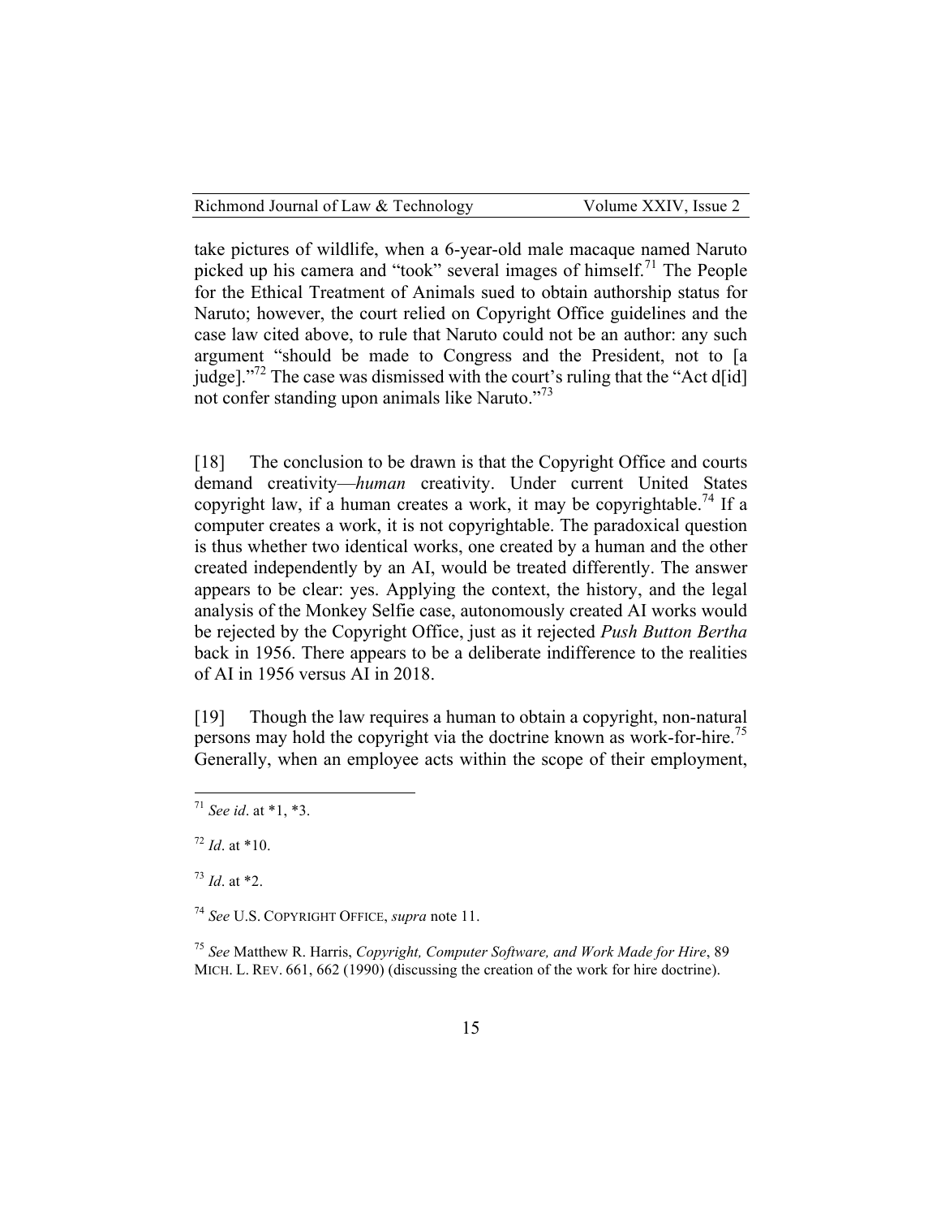take pictures of wildlife, when a 6-year-old male macaque named Naruto picked up his camera and "took" several images of himself.[71] The People for the Ethical Treatment of Animals sued to obtain authorship status for Naruto; however, the court relied on Copyright Office guidelines and the case law cited above, to rule that Naruto could not be an author: any such argument "should be made to Congress and the President, not to [a judge]."[72] The case was dismissed with the court's ruling that the "Act d[id] not confer standing upon animals like Naruto."[73]

[18] The conclusion to be drawn is that the Copyright Office and courts demand creativity—*human* creativity. Under current United States copyright law, if a human creates a work, it may be copyrightable.[74] If a computer creates a work, it is not copyrightable. The paradoxical question is thus whether two identical works, one created by a human and the other created independently by an AI, would be treated differently. The answer appears to be clear: yes. Applying the context, the history, and the legal analysis of the Monkey Selfie case, autonomously created AI works would be rejected by the Copyright Office, just as it rejected *Push Button Bertha* back in 1956. There appears to be a deliberate indifference to the realities of AI in 1956 versus AI in 2018.

[19] Though the law requires a human to obtain a copyright, non-natural persons may hold the copyright via the doctrine known as work-for-hire.[75] Generally, when an employee acts within the scope of their employment,

---

[71] *See id*. at *1, *3.

[72] *Id*. at *10.

[73] *Id*. at *2.

[74] *See* U.S. COPYRIGHT OFFICE, *supra* note 11.

[75] *See* Matthew R. Harris, *Copyright, Computer Software, and Work Made for Hire*, 89 MICH. L. REV. 661, 662 (1990) (discussing the creation of the work for hire doctrine).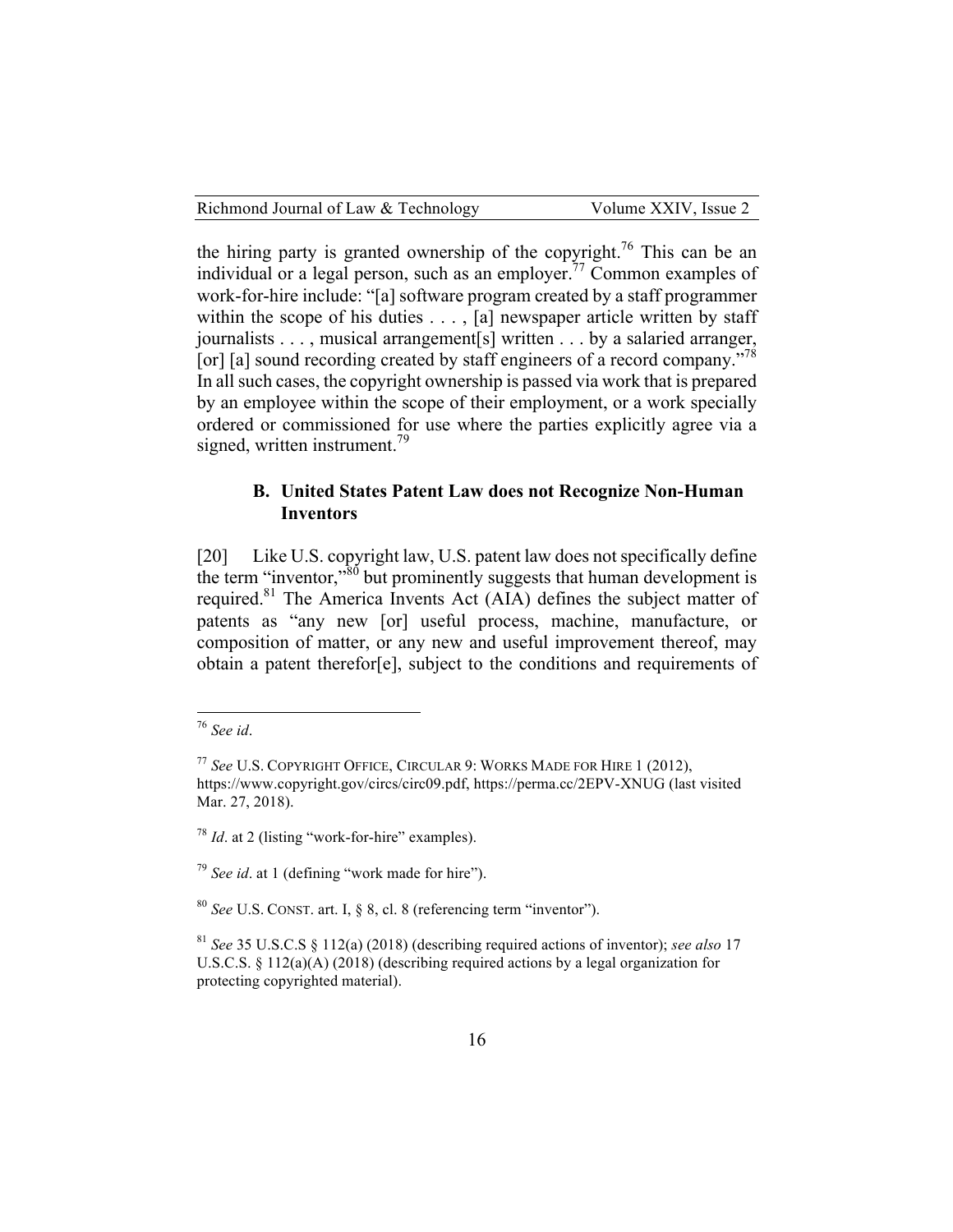the hiring party is granted ownership of the copyright.[76] This can be an individual or a legal person, such as an employer.[77] Common examples of work-for-hire include: "[a] software program created by a staff programmer within the scope of his duties . . . , [a] newspaper article written by staff journalists . . . , musical arrangement[s] written . . . by a salaried arranger, [or] [a] sound recording created by staff engineers of a record company."[78] In all such cases, the copyright ownership is passed via work that is prepared by an employee within the scope of their employment, or a work specially ordered or commissioned for use where the parties explicitly agree via a signed, written instrument.[79]

### B. United States Patent Law does not Recognize Non-Human Inventors

[20] Like U.S. copyright law, U.S. patent law does not specifically define the term "inventor,"[80] but prominently suggests that human development is required.[81] The America Invents Act (AIA) defines the subject matter of patents as "any new [or] useful process, machine, manufacture, or composition of matter, or any new and useful improvement thereof, may obtain a patent therefor[e], subject to the conditions and requirements of

---

[76] *See id*.

[77] *See* U.S. COPYRIGHT OFFICE, CIRCULAR 9: WORKS MADE FOR HIRE 1 (2012), https://www.copyright.gov/circs/circ09.pdf, https://perma.cc/2EPV-XNUG (last visited Mar. 27, 2018).

[78] *Id*. at 2 (listing "work-for-hire" examples).

[79] *See id*. at 1 (defining "work made for hire").

[80] *See* U.S. CONST. art. I, § 8, cl. 8 (referencing term "inventor").

[81] *See* 35 U.S.C.S § 112(a) (2018) (describing required actions of inventor); *see also* 17 U.S.C.S. § 112(a)(A) (2018) (describing required actions by a legal organization for protecting copyrighted material).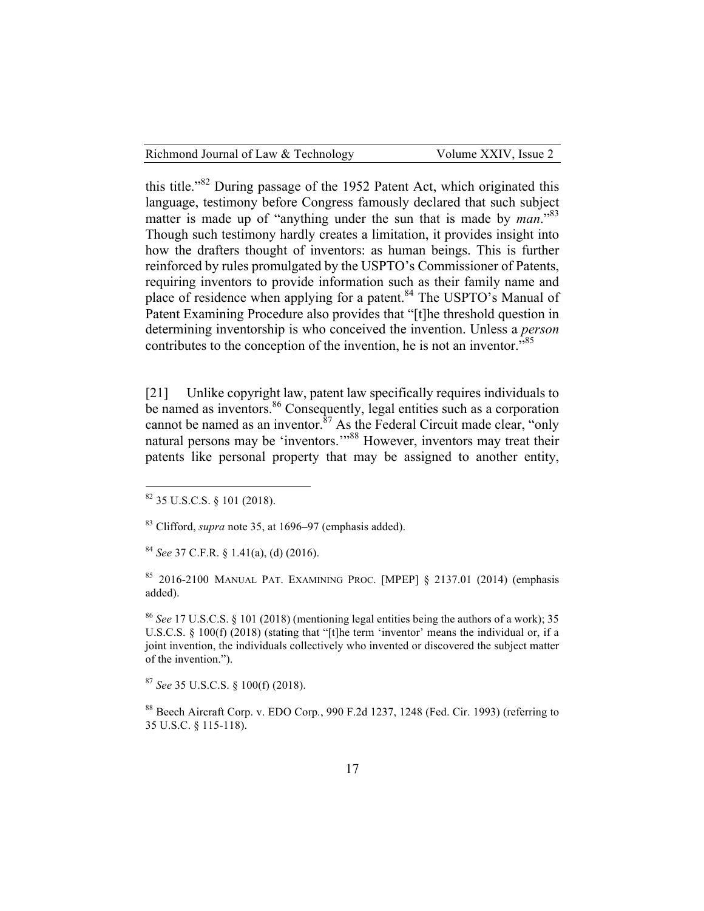this title."[82] During passage of the 1952 Patent Act, which originated this language, testimony before Congress famously declared that such subject matter is made up of "anything under the sun that is made by *man*."[83] Though such testimony hardly creates a limitation, it provides insight into how the drafters thought of inventors: as human beings. This is further reinforced by rules promulgated by the USPTO's Commissioner of Patents, requiring inventors to provide information such as their family name and place of residence when applying for a patent.[84] The USPTO's Manual of Patent Examining Procedure also provides that "[t]he threshold question in determining inventorship is who conceived the invention. Unless a *person* contributes to the conception of the invention, he is not an inventor."[85]

[21] Unlike copyright law, patent law specifically requires individuals to be named as inventors.[86] Consequently, legal entities such as a corporation cannot be named as an inventor.[87] As the Federal Circuit made clear, "only natural persons may be 'inventors.'"[88] However, inventors may treat their patents like personal property that may be assigned to another entity,

---

[82] 35 U.S.C.S. § 101 (2018).

[83] Clifford, *supra* note 35, at 1696–97 (emphasis added).

[84] *See* 37 C.F.R. § 1.41(a), (d) (2016).

[85] 2016-2100 MANUAL PAT. EXAMINING PROC. [MPEP] § 2137.01 (2014) (emphasis added).

[86] *See* 17 U.S.C.S. § 101 (2018) (mentioning legal entities being the authors of a work); 35 U.S.C.S. § 100(f) (2018) (stating that "[t]he term 'inventor' means the individual or, if a joint invention, the individuals collectively who invented or discovered the subject matter of the invention.").

[87] *See* 35 U.S.C.S. § 100(f) (2018).

[88] Beech Aircraft Corp. v. EDO Corp., 990 F.2d 1237, 1248 (Fed. Cir. 1993) (referring to 35 U.S.C. § 115-118).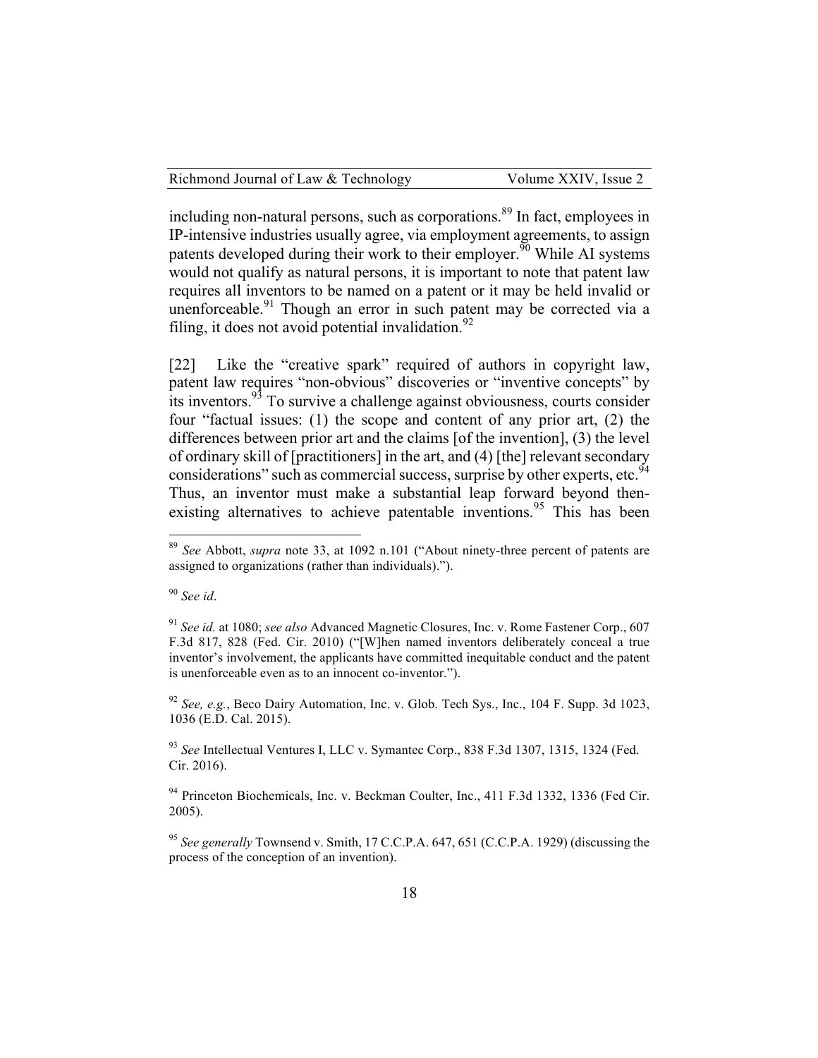including non-natural persons, such as corporations.[89] In fact, employees in IP-intensive industries usually agree, via employment agreements, to assign patents developed during their work to their employer.[90] While AI systems would not qualify as natural persons, it is important to note that patent law requires all inventors to be named on a patent or it may be held invalid or unenforceable.[91] Though an error in such patent may be corrected via a filing, it does not avoid potential invalidation.[92]

[22] Like the "creative spark" required of authors in copyright law, patent law requires "non-obvious" discoveries or "inventive concepts" by its inventors.[93] To survive a challenge against obviousness, courts consider four "factual issues: (1) the scope and content of any prior art, (2) the differences between prior art and the claims [of the invention], (3) the level of ordinary skill of [practitioners] in the art, and (4) [the] relevant secondary considerations" such as commercial success, surprise by other experts, etc.[94] Thus, an inventor must make a substantial leap forward beyond then-existing alternatives to achieve patentable inventions.[95] This has been

---

[89] *See* Abbott, *supra* note 33, at 1092 n.101 ("About ninety-three percent of patents are assigned to organizations (rather than individuals).").

[90] *See id*.

[91] *See id.* at 1080; *see also* Advanced Magnetic Closures, Inc. v. Rome Fastener Corp., 607 F.3d 817, 828 (Fed. Cir. 2010) ("[W]hen named inventors deliberately conceal a true inventor's involvement, the applicants have committed inequitable conduct and the patent is unenforceable even as to an innocent co-inventor.").

[92] *See, e.g.*, Beco Dairy Automation, Inc. v. Glob. Tech Sys., Inc., 104 F. Supp. 3d 1023, 1036 (E.D. Cal. 2015).

[93] *See* Intellectual Ventures I, LLC v. Symantec Corp., 838 F.3d 1307, 1315, 1324 (Fed. Cir. 2016).

[94] Princeton Biochemicals, Inc. v. Beckman Coulter, Inc., 411 F.3d 1332, 1336 (Fed Cir. 2005).

[95] *See generally* Townsend v. Smith, 17 C.C.P.A. 647, 651 (C.C.P.A. 1929) (discussing the process of the conception of an invention).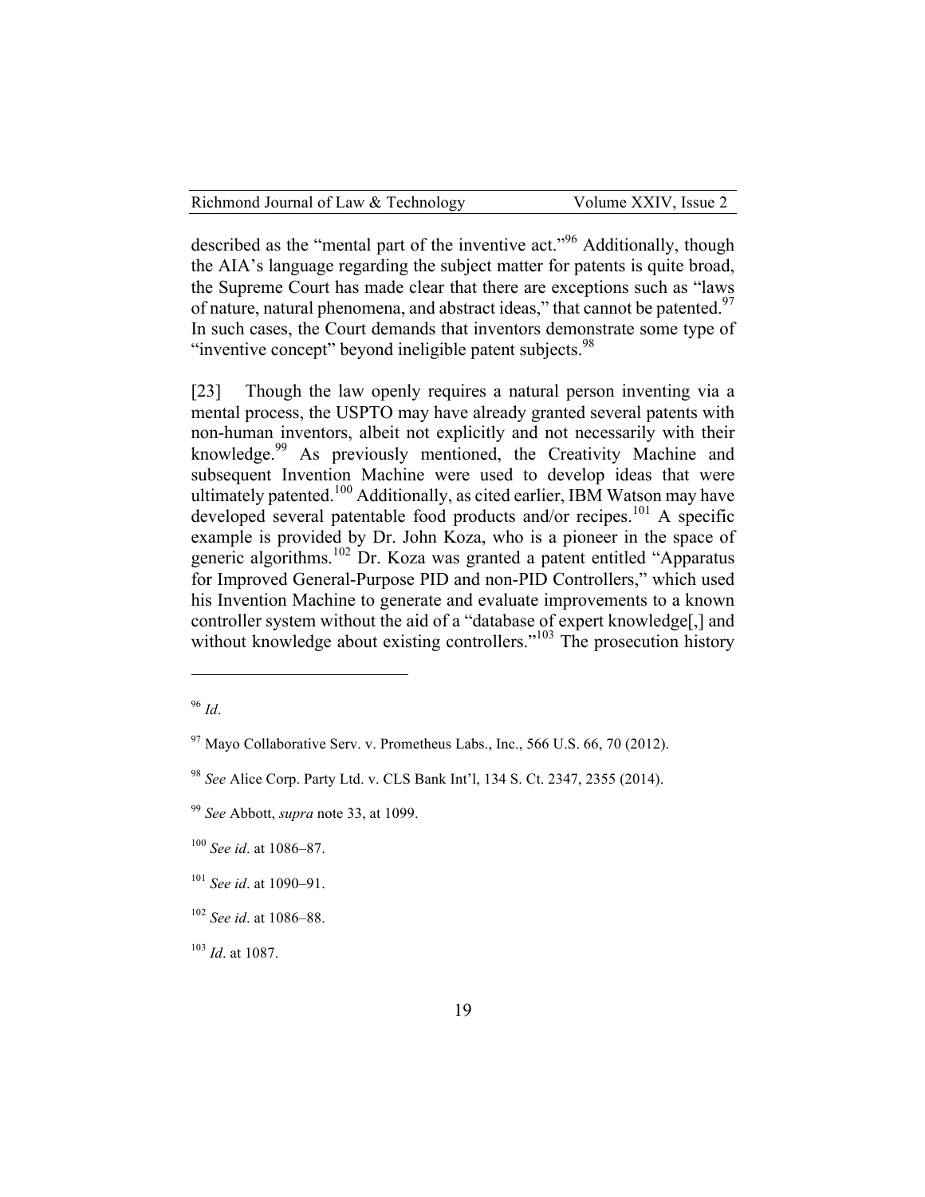described as the "mental part of the inventive act."[96] Additionally, though the AIA's language regarding the subject matter for patents is quite broad, the Supreme Court has made clear that there are exceptions such as "laws of nature, natural phenomena, and abstract ideas," that cannot be patented.[97] In such cases, the Court demands that inventors demonstrate some type of "inventive concept" beyond ineligible patent subjects.[98]

[23] Though the law openly requires a natural person inventing via a mental process, the USPTO may have already granted several patents with non-human inventors, albeit not explicitly and not necessarily with their knowledge.[99] As previously mentioned, the Creativity Machine and subsequent Invention Machine were used to develop ideas that were ultimately patented.[100] Additionally, as cited earlier, IBM Watson may have developed several patentable food products and/or recipes.[101] A specific example is provided by Dr. John Koza, who is a pioneer in the space of generic algorithms.[102] Dr. Koza was granted a patent entitled "Apparatus for Improved General-Purpose PID and non-PID Controllers," which used his Invention Machine to generate and evaluate improvements to a known controller system without the aid of a "database of expert knowledge[,] and without knowledge about existing controllers."[103] The prosecution history

---

[96] *Id*.

[97] Mayo Collaborative Serv. v. Prometheus Labs., Inc., 566 U.S. 66, 70 (2012).

[98] *See* Alice Corp. Party Ltd. v. CLS Bank Int'l, 134 S. Ct. 2347, 2355 (2014).

[99] *See* Abbott, *supra* note 33, at 1099.

[100] *See id*. at 1086–87.

[101] *See id*. at 1090–91.

[102] *See id*. at 1086–88.

[103] *Id*. at 1087.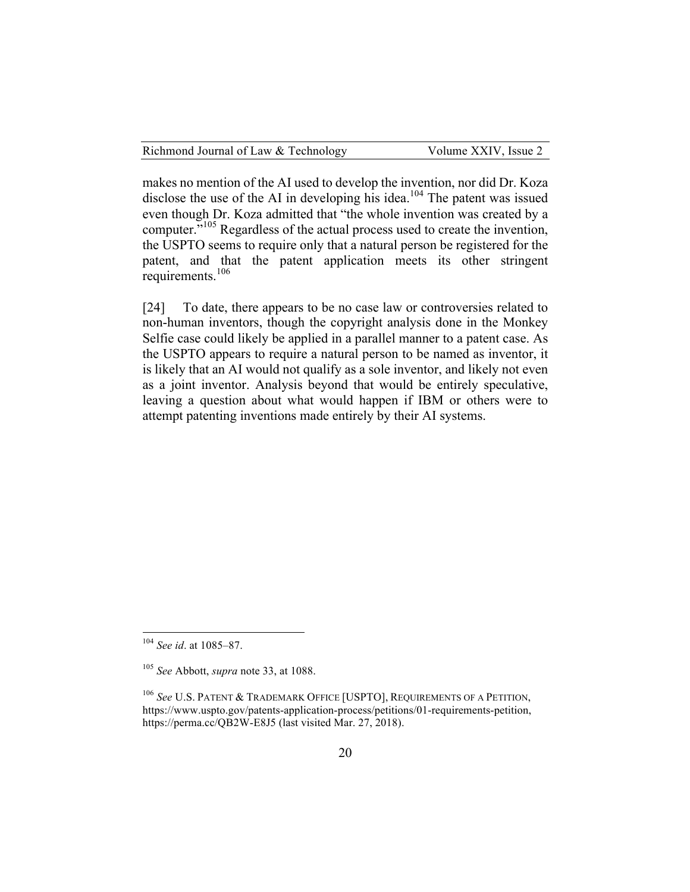makes no mention of the AI used to develop the invention, nor did Dr. Koza disclose the use of the AI in developing his idea.[104] The patent was issued even though Dr. Koza admitted that "the whole invention was created by a computer."[105] Regardless of the actual process used to create the invention, the USPTO seems to require only that a natural person be registered for the patent, and that the patent application meets its other stringent requirements.[106]

[24] To date, there appears to be no case law or controversies related to non-human inventors, though the copyright analysis done in the Monkey Selfie case could likely be applied in a parallel manner to a patent case. As the USPTO appears to require a natural person to be named as inventor, it is likely that an AI would not qualify as a sole inventor, and likely not even as a joint inventor. Analysis beyond that would be entirely speculative, leaving a question about what would happen if IBM or others were to attempt patenting inventions made entirely by their AI systems.

---

[104] *See id*. at 1085–87.

[105] *See* Abbott, *supra* note 33, at 1088.

[106] *See* U.S. PATENT & TRADEMARK OFFICE [USPTO], REQUIREMENTS OF A PETITION, https://www.uspto.gov/patents-application-process/petitions/01-requirements-petition, https://perma.cc/QB2W-E8J5 (last visited Mar. 27, 2018).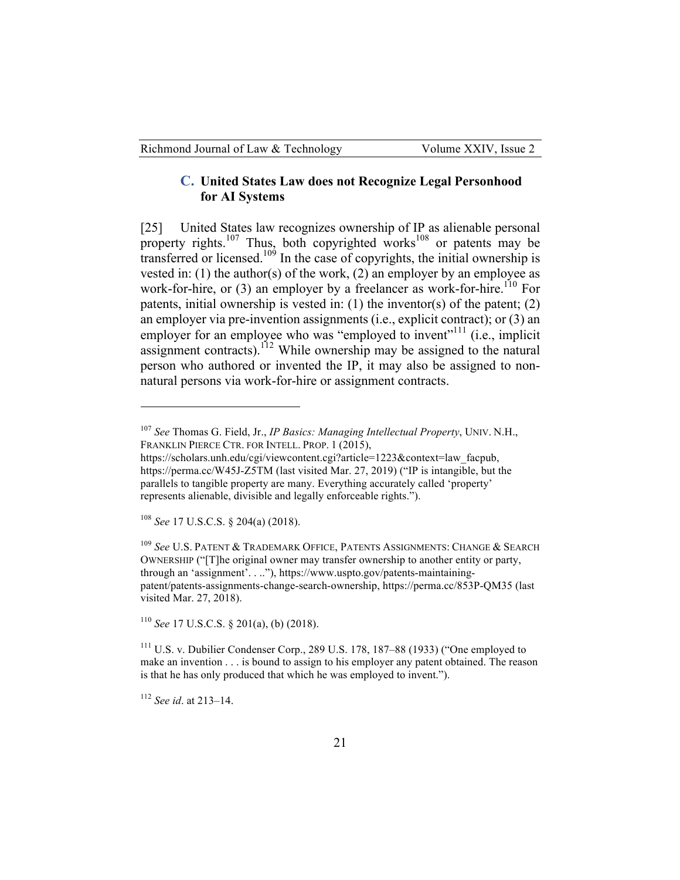### C. United States Law does not Recognize Legal Personhood for AI Systems

[25] United States law recognizes ownership of IP as alienable personal property rights.[107] Thus, both copyrighted works[108] or patents may be transferred or licensed.[109] In the case of copyrights, the initial ownership is vested in: (1) the author(s) of the work, (2) an employer by an employee as work-for-hire, or (3) an employer by a freelancer as work-for-hire.[110] For patents, initial ownership is vested in: (1) the inventor(s) of the patent; (2) an employer via pre-invention assignments (i.e., explicit contract); or (3) an employer for an employee who was "employed to invent"[111] (i.e., implicit assignment contracts).[112] While ownership may be assigned to the natural person who authored or invented the IP, it may also be assigned to non-natural persons via work-for-hire or assignment contracts.

---

[107] *See* Thomas G. Field, Jr., *IP Basics: Managing Intellectual Property*, UNIV. N.H., FRANKLIN PIERCE CTR. FOR INTELL. PROP. 1 (2015), https://scholars.unh.edu/cgi/viewcontent.cgi?article=1223&context=law_facpub, https://perma.cc/W45J-Z5TM (last visited Mar. 27, 2019) ("IP is intangible, but the parallels to tangible property are many. Everything accurately called 'property' represents alienable, divisible and legally enforceable rights.").

[108] *See* 17 U.S.C.S. § 204(a) (2018).

[109] *See* U.S. PATENT & TRADEMARK OFFICE, PATENTS ASSIGNMENTS: CHANGE & SEARCH OWNERSHIP ("[T]he original owner may transfer ownership to another entity or party, through an 'assignment'. . .."), https://www.uspto.gov/patents-maintaining-patent/patents-assignments-change-search-ownership, https://perma.cc/853P-QM35 (last visited Mar. 27, 2018).

[110] *See* 17 U.S.C.S. § 201(a), (b) (2018).

[111] U.S. v. Dubilier Condenser Corp., 289 U.S. 178, 187–88 (1933) ("One employed to make an invention . . . is bound to assign to his employer any patent obtained. The reason is that he has only produced that which he was employed to invent.").

[112] *See id*. at 213–14.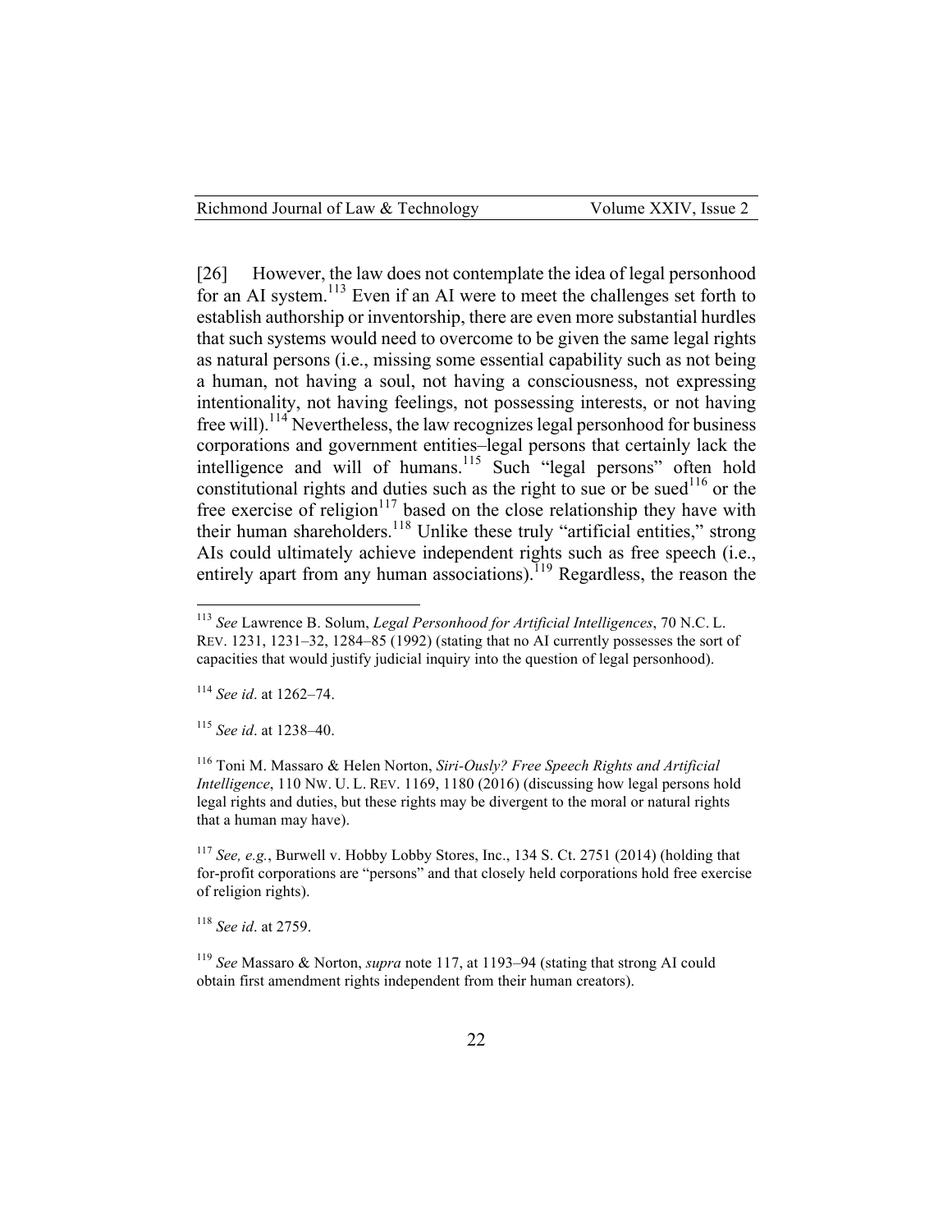[26] However, the law does not contemplate the idea of legal personhood for an AI system.[113] Even if an AI were to meet the challenges set forth to establish authorship or inventorship, there are even more substantial hurdles that such systems would need to overcome to be given the same legal rights as natural persons (i.e., missing some essential capability such as not being a human, not having a soul, not having a consciousness, not expressing intentionality, not having feelings, not possessing interests, or not having free will).[114] Nevertheless, the law recognizes legal personhood for business corporations and government entities–legal persons that certainly lack the intelligence and will of humans.[115] Such "legal persons" often hold constitutional rights and duties such as the right to sue or be sued[116] or the free exercise of religion[117] based on the close relationship they have with their human shareholders.[118] Unlike these truly "artificial entities," strong AIs could ultimately achieve independent rights such as free speech (i.e., entirely apart from any human associations).[119] Regardless, the reason the

---

[113] *See* Lawrence B. Solum, *Legal Personhood for Artificial Intelligences*, 70 N.C. L. REV. 1231, 1231–32, 1284–85 (1992) (stating that no AI currently possesses the sort of capacities that would justify judicial inquiry into the question of legal personhood).

[114] *See id*. at 1262–74.

[115] *See id*. at 1238–40.

[116] Toni M. Massaro & Helen Norton, *Siri-Ously? Free Speech Rights and Artificial Intelligence*, 110 NW. U. L. REV. 1169, 1180 (2016) (discussing how legal persons hold legal rights and duties, but these rights may be divergent to the moral or natural rights that a human may have).

[117] *See, e.g.*, Burwell v. Hobby Lobby Stores, Inc., 134 S. Ct. 2751 (2014) (holding that for-profit corporations are "persons" and that closely held corporations hold free exercise of religion rights).

[118] *See id*. at 2759.

[119] *See* Massaro & Norton, *supra* note 117, at 1193–94 (stating that strong AI could obtain first amendment rights independent from their human creators).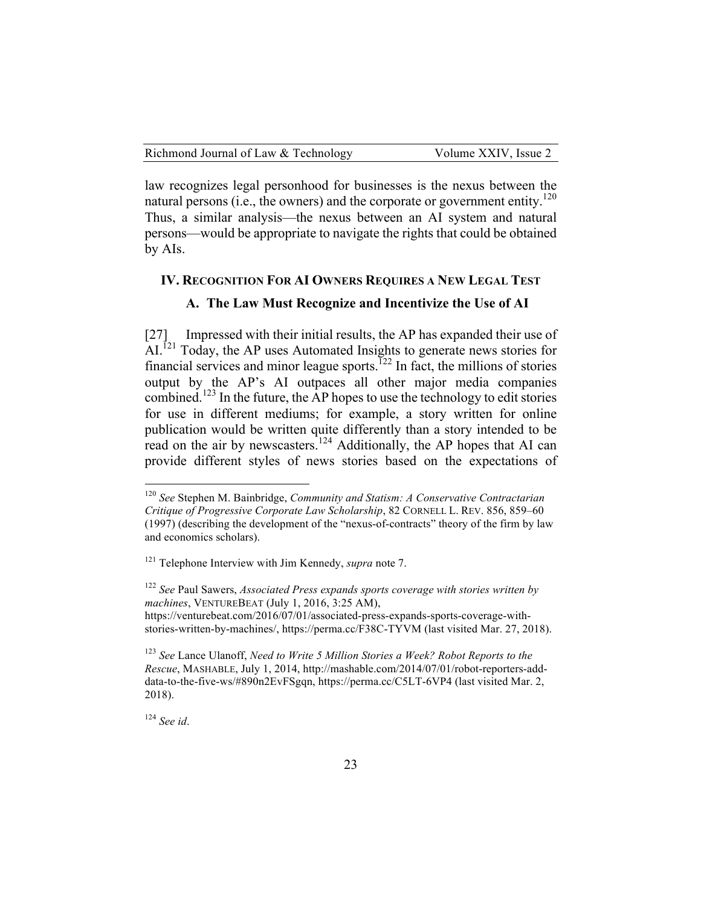law recognizes legal personhood for businesses is the nexus between the natural persons (i.e., the owners) and the corporate or government entity.[120] Thus, a similar analysis—the nexus between an AI system and natural persons—would be appropriate to navigate the rights that could be obtained by AIs.

## IV. Recognition For AI Owners Requires a New Legal Test

### A. The Law Must Recognize and Incentivize the Use of AI

[27] Impressed with their initial results, the AP has expanded their use of AI.[121] Today, the AP uses Automated Insights to generate news stories for financial services and minor league sports.[122] In fact, the millions of stories output by the AP's AI outpaces all other major media companies combined.[123] In the future, the AP hopes to use the technology to edit stories for use in different mediums; for example, a story written for online publication would be written quite differently than a story intended to be read on the air by newscasters.[124] Additionally, the AP hopes that AI can provide different styles of news stories based on the expectations of

---

[120] *See* Stephen M. Bainbridge, *Community and Statism: A Conservative Contractarian Critique of Progressive Corporate Law Scholarship*, 82 CORNELL L. REV. 856, 859–60 (1997) (describing the development of the "nexus-of-contracts" theory of the firm by law and economics scholars).

[121] Telephone Interview with Jim Kennedy, *supra* note 7.

[122] *See* Paul Sawers, *Associated Press expands sports coverage with stories written by machines*, VENTUREBEAT (July 1, 2016, 3:25 AM), https://venturebeat.com/2016/07/01/associated-press-expands-sports-coverage-with-stories-written-by-machines/, https://perma.cc/F38C-TYVM (last visited Mar. 27, 2018).

[123] *See* Lance Ulanoff, *Need to Write 5 Million Stories a Week? Robot Reports to the Rescue*, MASHABLE, July 1, 2014, http://mashable.com/2014/07/01/robot-reporters-add-data-to-the-five-ws/#890n2EvFSgqn, https://perma.cc/C5LT-6VP4 (last visited Mar. 2, 2018).

[124] *See id*.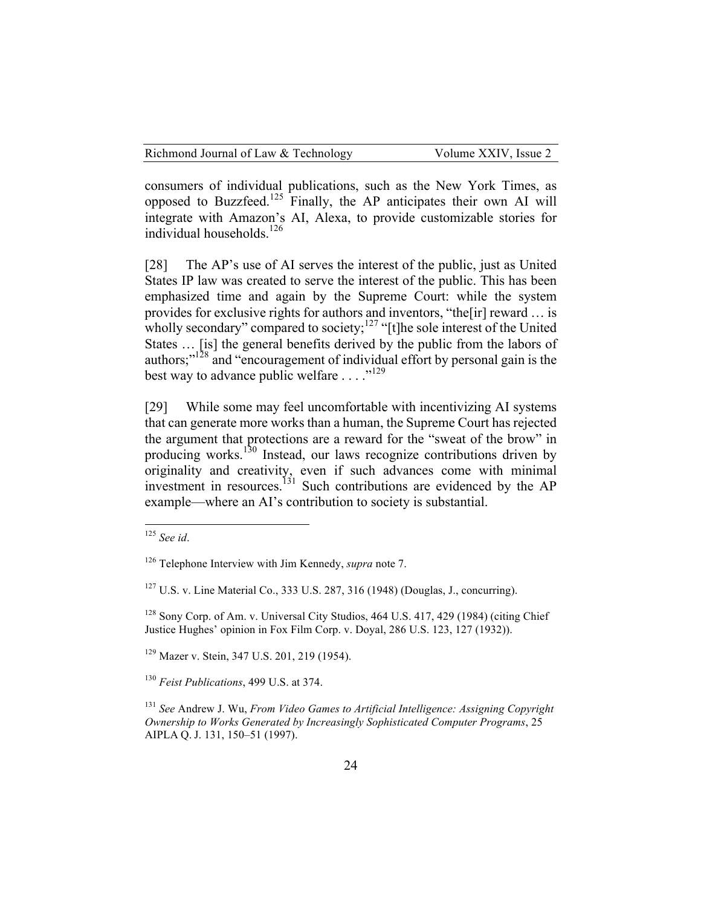consumers of individual publications, such as the New York Times, as opposed to Buzzfeed.[125] Finally, the AP anticipates their own AI will integrate with Amazon's AI, Alexa, to provide customizable stories for individual households.[126]

[28] The AP's use of AI serves the interest of the public, just as United States IP law was created to serve the interest of the public. This has been emphasized time and again by the Supreme Court: while the system provides for exclusive rights for authors and inventors, "the[ir] reward … is wholly secondary" compared to society;[127] "[t]he sole interest of the United States … [is] the general benefits derived by the public from the labors of authors;"[128] and "encouragement of individual effort by personal gain is the best way to advance public welfare . . . ."[129]

[29] While some may feel uncomfortable with incentivizing AI systems that can generate more works than a human, the Supreme Court has rejected the argument that protections are a reward for the "sweat of the brow" in producing works.[130] Instead, our laws recognize contributions driven by originality and creativity, even if such advances come with minimal investment in resources.[131] Such contributions are evidenced by the AP example—where an AI's contribution to society is substantial.

---

[125] *See id*.

[126] Telephone Interview with Jim Kennedy, *supra* note 7.

[127] U.S. v. Line Material Co., 333 U.S. 287, 316 (1948) (Douglas, J., concurring).

[128] Sony Corp. of Am. v. Universal City Studios, 464 U.S. 417, 429 (1984) (citing Chief Justice Hughes' opinion in Fox Film Corp. v. Doyal, 286 U.S. 123, 127 (1932)).

[129] Mazer v. Stein, 347 U.S. 201, 219 (1954).

[130] *Feist Publications*, 499 U.S. at 374.

[131] *See* Andrew J. Wu, *From Video Games to Artificial Intelligence: Assigning Copyright Ownership to Works Generated by Increasingly Sophisticated Computer Programs*, 25 AIPLA Q. J. 131, 150–51 (1997).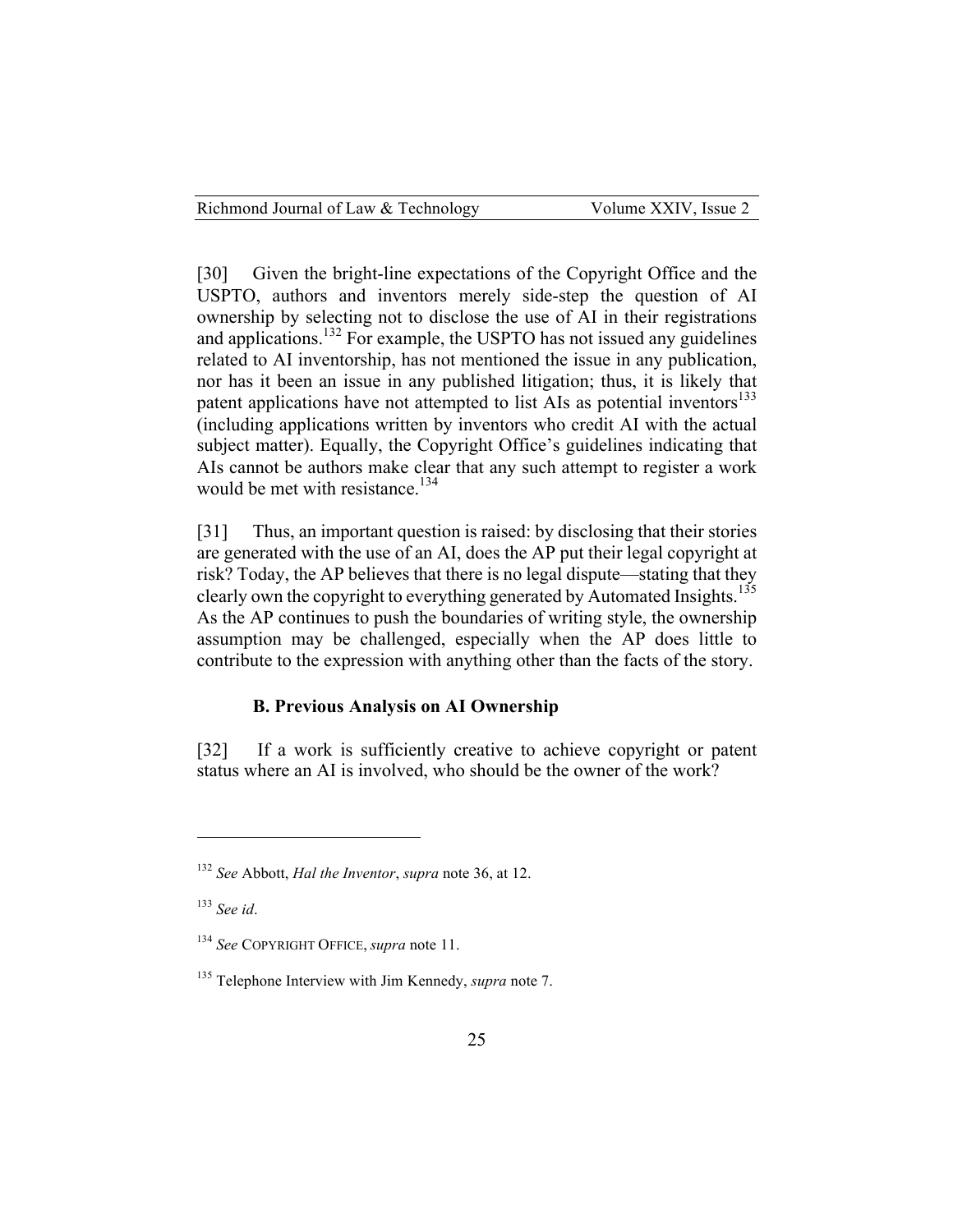[30] Given the bright-line expectations of the Copyright Office and the USPTO, authors and inventors merely side-step the question of AI ownership by selecting not to disclose the use of AI in their registrations and applications.[132] For example, the USPTO has not issued any guidelines related to AI inventorship, has not mentioned the issue in any publication, nor has it been an issue in any published litigation; thus, it is likely that patent applications have not attempted to list AIs as potential inventors[133] (including applications written by inventors who credit AI with the actual subject matter). Equally, the Copyright Office's guidelines indicating that AIs cannot be authors make clear that any such attempt to register a work would be met with resistance.[134]

[31] Thus, an important question is raised: by disclosing that their stories are generated with the use of an AI, does the AP put their legal copyright at risk? Today, the AP believes that there is no legal dispute—stating that they clearly own the copyright to everything generated by Automated Insights.[135] As the AP continues to push the boundaries of writing style, the ownership assumption may be challenged, especially when the AP does little to contribute to the expression with anything other than the facts of the story.

### B. Previous Analysis on AI Ownership

[32] If a work is sufficiently creative to achieve copyright or patent status where an AI is involved, who should be the owner of the work?

---

[132] *See* Abbott, *Hal the Inventor*, *supra* note 36, at 12.

[133] *See id*.

[134] *See* COPYRIGHT OFFICE, *supra* note 11.

[135] Telephone Interview with Jim Kennedy, *supra* note 7.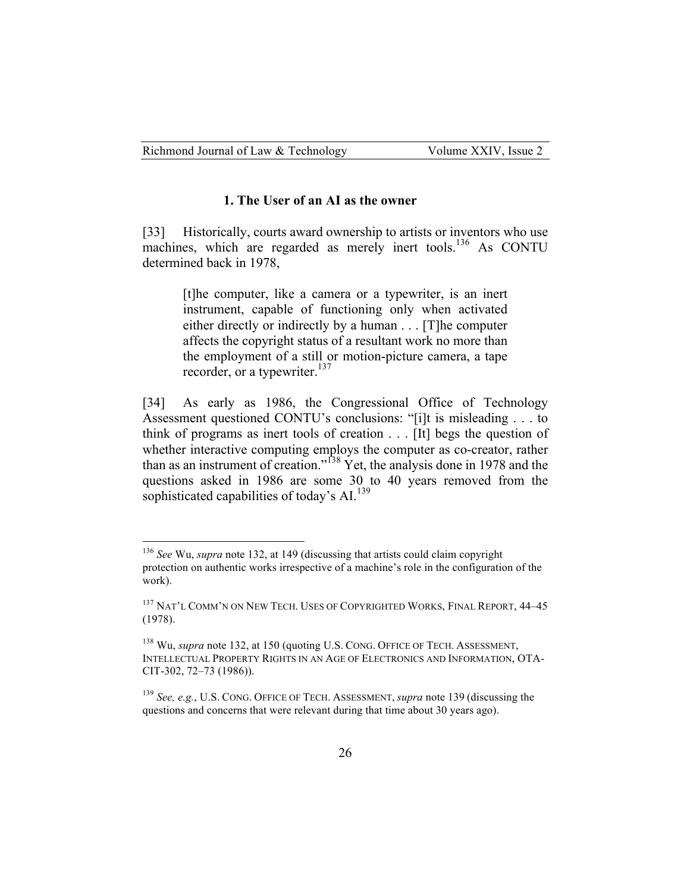### 1. The User of an AI as the owner

[33] Historically, courts award ownership to artists or inventors who use machines, which are regarded as merely inert tools.[136] As CONTU determined back in 1978,

> [t]he computer, like a camera or a typewriter, is an inert instrument, capable of functioning only when activated either directly or indirectly by a human . . . [T]he computer affects the copyright status of a resultant work no more than the employment of a still or motion-picture camera, a tape recorder, or a typewriter.[137]

[34] As early as 1986, the Congressional Office of Technology Assessment questioned CONTU's conclusions: "[i]t is misleading . . . to think of programs as inert tools of creation . . . [It] begs the question of whether interactive computing employs the computer as co-creator, rather than as an instrument of creation."[138] Yet, the analysis done in 1978 and the questions asked in 1986 are some 30 to 40 years removed from the sophisticated capabilities of today's AI.[139]

---

[136] *See* Wu, *supra* note 132, at 149 (discussing that artists could claim copyright protection on authentic works irrespective of a machine's role in the configuration of the work).

[137] NAT'L COMM'N ON NEW TECH. USES OF COPYRIGHTED WORKS, FINAL REPORT, 44–45 (1978).

[138] Wu, *supra* note 132, at 150 (quoting U.S. CONG. OFFICE OF TECH. ASSESSMENT, INTELLECTUAL PROPERTY RIGHTS IN AN AGE OF ELECTRONICS AND INFORMATION, OTA-CIT-302, 72–73 (1986)).

[139] *See, e.g.*, U.S. CONG. OFFICE OF TECH. ASSESSMENT, *supra* note 139 (discussing the questions and concerns that were relevant during that time about 30 years ago).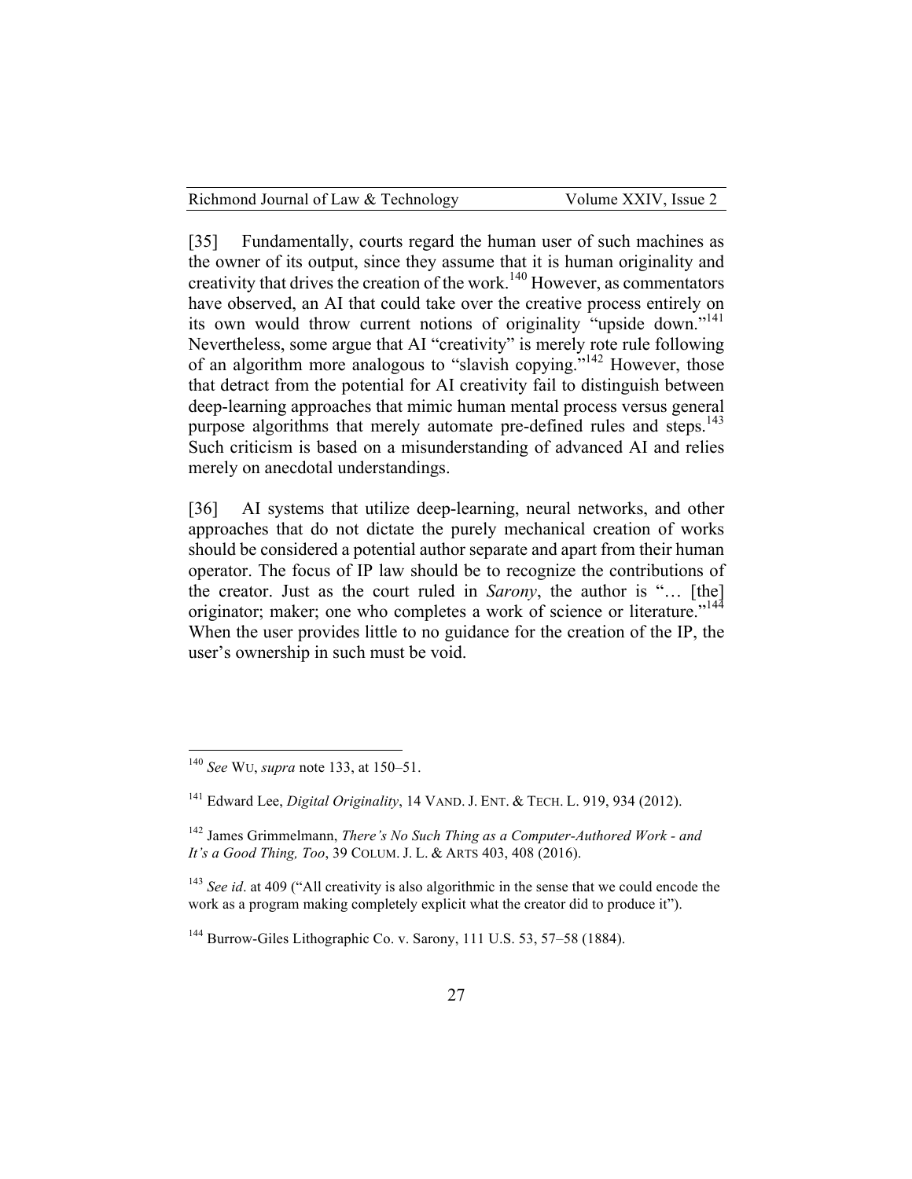[35] Fundamentally, courts regard the human user of such machines as the owner of its output, since they assume that it is human originality and creativity that drives the creation of the work.[140] However, as commentators have observed, an AI that could take over the creative process entirely on its own would throw current notions of originality "upside down."[141] Nevertheless, some argue that AI "creativity" is merely rote rule following of an algorithm more analogous to "slavish copying."[142] However, those that detract from the potential for AI creativity fail to distinguish between deep-learning approaches that mimic human mental process versus general purpose algorithms that merely automate pre-defined rules and steps.[143] Such criticism is based on a misunderstanding of advanced AI and relies merely on anecdotal understandings.

[36] AI systems that utilize deep-learning, neural networks, and other approaches that do not dictate the purely mechanical creation of works should be considered a potential author separate and apart from their human operator. The focus of IP law should be to recognize the contributions of the creator. Just as the court ruled in *Sarony*, the author is "… [the] originator; maker; one who completes a work of science or literature."[144] When the user provides little to no guidance for the creation of the IP, the user's ownership in such must be void.

---

[140] *See* WU, *supra* note 133, at 150–51.

[141] Edward Lee, *Digital Originality*, 14 VAND. J. ENT. & TECH. L. 919, 934 (2012).

[142] James Grimmelmann, *There's No Such Thing as a Computer-Authored Work - and It's a Good Thing, Too*, 39 COLUM. J. L. & ARTS 403, 408 (2016).

[143] *See id*. at 409 ("All creativity is also algorithmic in the sense that we could encode the work as a program making completely explicit what the creator did to produce it").

[144] Burrow-Giles Lithographic Co. v. Sarony, 111 U.S. 53, 57–58 (1884).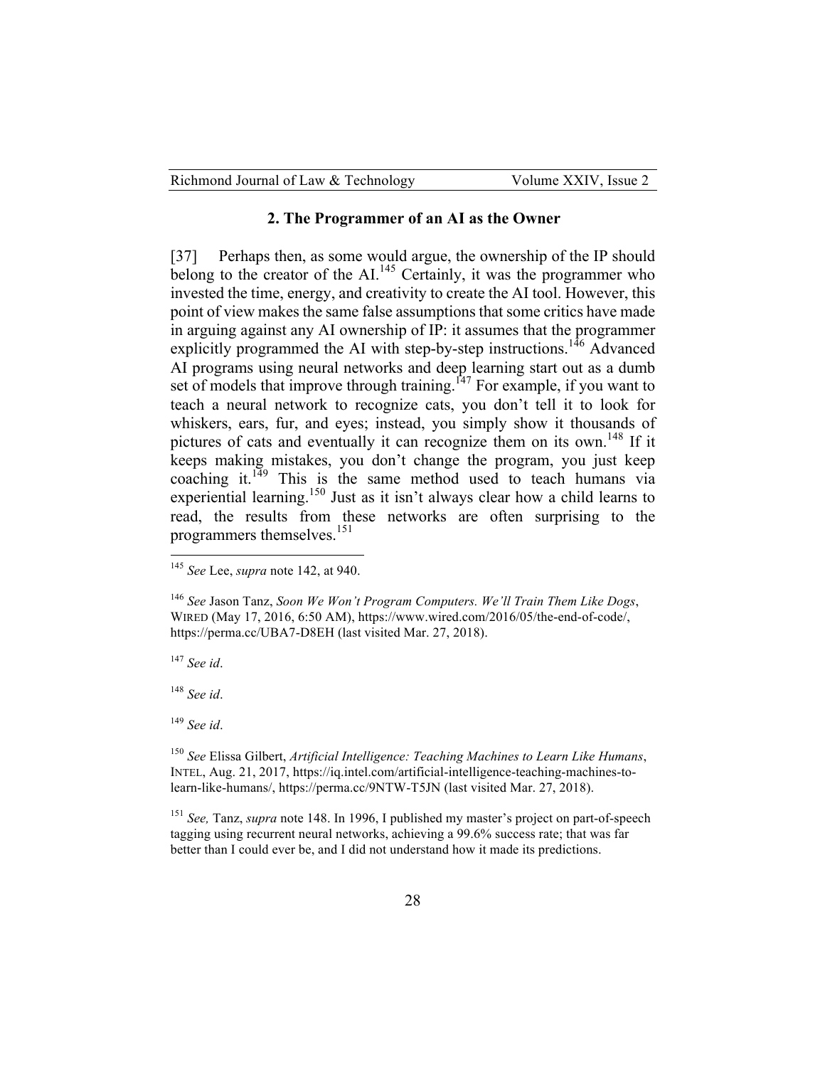### 2. The Programmer of an AI as the Owner

[37] Perhaps then, as some would argue, the ownership of the IP should belong to the creator of the AI.[145] Certainly, it was the programmer who invested the time, energy, and creativity to create the AI tool. However, this point of view makes the same false assumptions that some critics have made in arguing against any AI ownership of IP: it assumes that the programmer explicitly programmed the AI with step-by-step instructions.[146] Advanced AI programs using neural networks and deep learning start out as a dumb set of models that improve through training.[147] For example, if you want to teach a neural network to recognize cats, you don't tell it to look for whiskers, ears, fur, and eyes; instead, you simply show it thousands of pictures of cats and eventually it can recognize them on its own.[148] If it keeps making mistakes, you don't change the program, you just keep coaching it.[149] This is the same method used to teach humans via experiential learning.[150] Just as it isn't always clear how a child learns to read, the results from these networks are often surprising to the programmers themselves.[151]

---

[145] *See* Lee, *supra* note 142, at 940.

[146] *See* Jason Tanz, *Soon We Won't Program Computers. We'll Train Them Like Dogs*, WIRED (May 17, 2016, 6:50 AM), https://www.wired.com/2016/05/the-end-of-code/, https://perma.cc/UBA7-D8EH (last visited Mar. 27, 2018).

[147] *See id*.

[148] *See id*.

[149] *See id*.

[150] *See* Elissa Gilbert, *Artificial Intelligence: Teaching Machines to Learn Like Humans*, INTEL, Aug. 21, 2017, https://iq.intel.com/artificial-intelligence-teaching-machines-to-learn-like-humans/, https://perma.cc/9NTW-T5JN (last visited Mar. 27, 2018).

[151] *See,* Tanz, *supra* note 148. In 1996, I published my master's project on part-of-speech tagging using recurrent neural networks, achieving a 99.6% success rate; that was far better than I could ever be, and I did not understand how it made its predictions.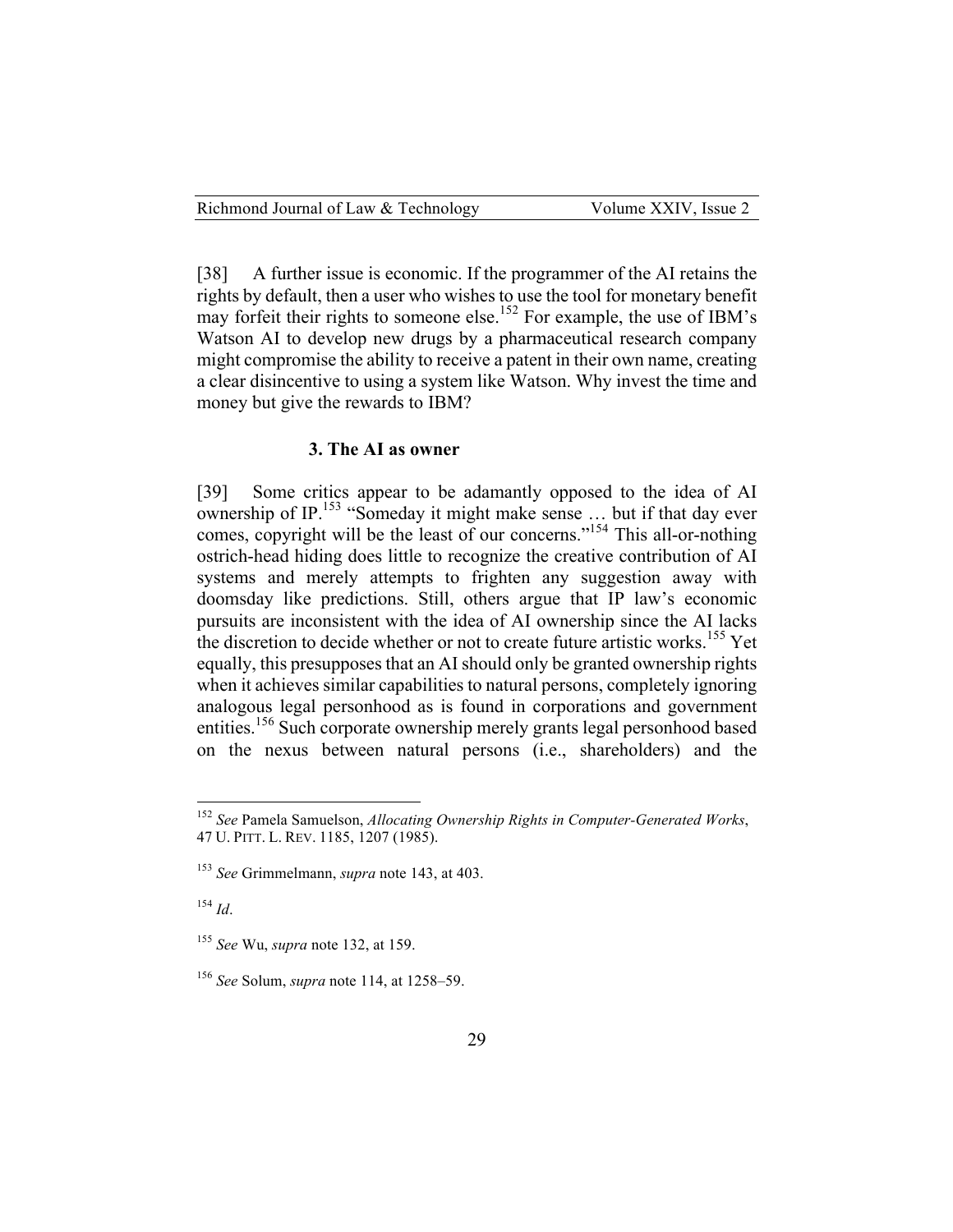[38] A further issue is economic. If the programmer of the AI retains the rights by default, then a user who wishes to use the tool for monetary benefit may forfeit their rights to someone else.[152] For example, the use of IBM's Watson AI to develop new drugs by a pharmaceutical research company might compromise the ability to receive a patent in their own name, creating a clear disincentive to using a system like Watson. Why invest the time and money but give the rewards to IBM?

### 3. The AI as owner

[39] Some critics appear to be adamantly opposed to the idea of AI ownership of IP.[153] "Someday it might make sense … but if that day ever comes, copyright will be the least of our concerns."[154] This all-or-nothing ostrich-head hiding does little to recognize the creative contribution of AI systems and merely attempts to frighten any suggestion away with doomsday like predictions. Still, others argue that IP law's economic pursuits are inconsistent with the idea of AI ownership since the AI lacks the discretion to decide whether or not to create future artistic works.[155] Yet equally, this presupposes that an AI should only be granted ownership rights when it achieves similar capabilities to natural persons, completely ignoring analogous legal personhood as is found in corporations and government entities.[156] Such corporate ownership merely grants legal personhood based on the nexus between natural persons (i.e., shareholders) and the

---

[152] *See* Pamela Samuelson, *Allocating Ownership Rights in Computer-Generated Works*, 47 U. PITT. L. REV. 1185, 1207 (1985).

[153] *See* Grimmelmann, *supra* note 143, at 403.

[154] *Id*.

[155] *See* Wu, *supra* note 132, at 159.

[156] *See* Solum, *supra* note 114, at 1258–59.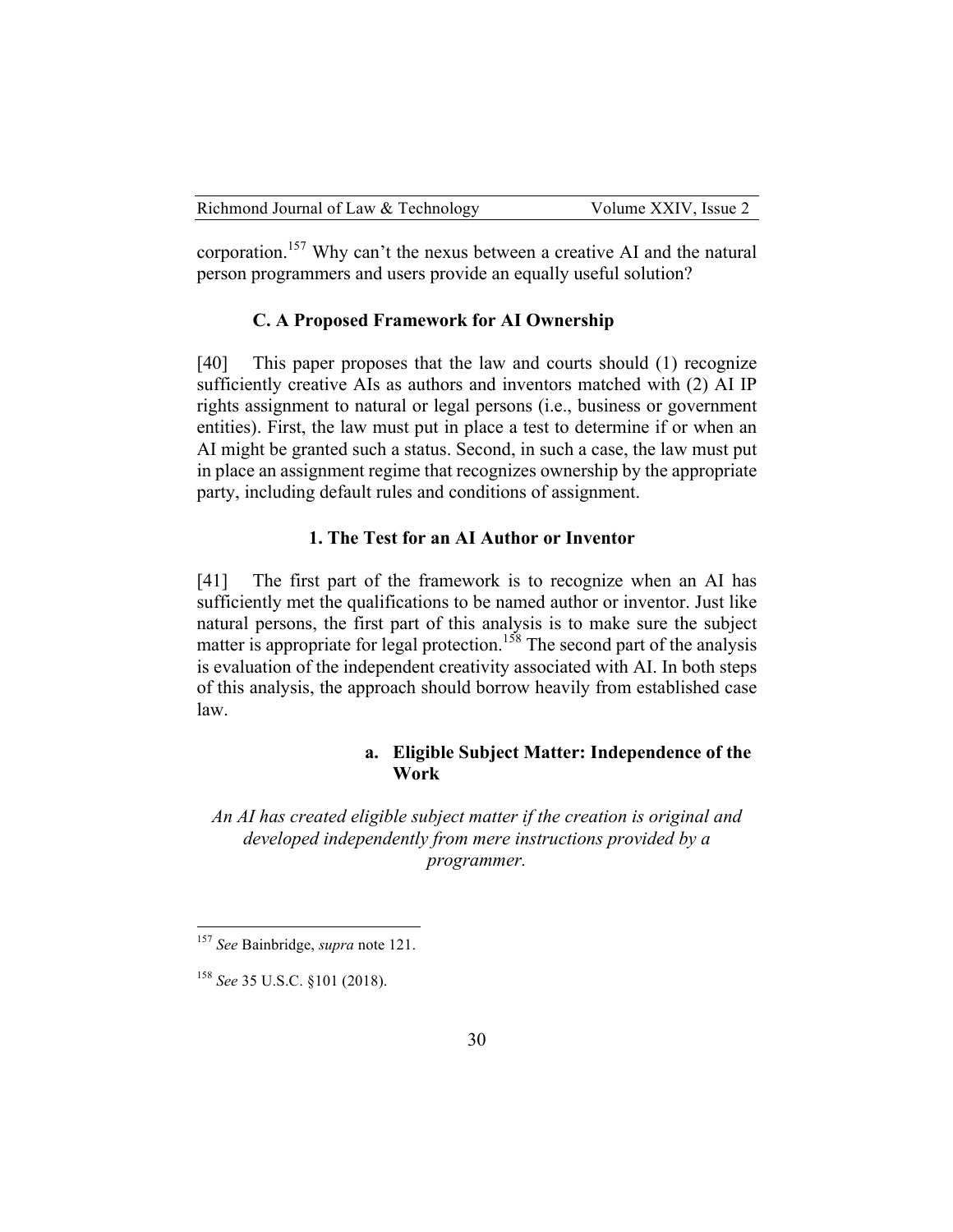corporation.[157] Why can't the nexus between a creative AI and the natural person programmers and users provide an equally useful solution?

### C. A Proposed Framework for AI Ownership

[40] This paper proposes that the law and courts should (1) recognize sufficiently creative AIs as authors and inventors matched with (2) AI IP rights assignment to natural or legal persons (i.e., business or government entities). First, the law must put in place a test to determine if or when an AI might be granted such a status. Second, in such a case, the law must put in place an assignment regime that recognizes ownership by the appropriate party, including default rules and conditions of assignment.

#### 1. The Test for an AI Author or Inventor

[41] The first part of the framework is to recognize when an AI has sufficiently met the qualifications to be named author or inventor. Just like natural persons, the first part of this analysis is to make sure the subject matter is appropriate for legal protection.[158] The second part of the analysis is evaluation of the independent creativity associated with AI. In both steps of this analysis, the approach should borrow heavily from established case law.

##### a. Eligible Subject Matter: Independence of the Work

*An AI has created eligible subject matter if the creation is original and developed independently from mere instructions provided by a programmer.*

---

[157] *See* Bainbridge, *supra* note 121.

[158] *See* 35 U.S.C. §101 (2018).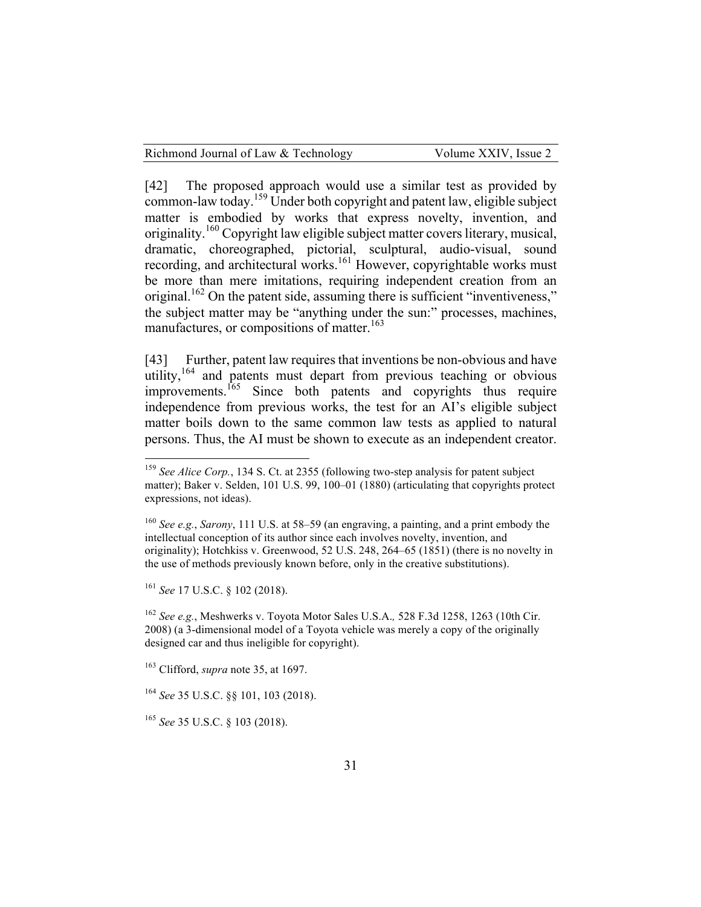[42] The proposed approach would use a similar test as provided by common-law today.[159] Under both copyright and patent law, eligible subject matter is embodied by works that express novelty, invention, and originality.[160] Copyright law eligible subject matter covers literary, musical, dramatic, choreographed, pictorial, sculptural, audio-visual, sound recording, and architectural works.[161] However, copyrightable works must be more than mere imitations, requiring independent creation from an original.[162] On the patent side, assuming there is sufficient "inventiveness," the subject matter may be "anything under the sun:" processes, machines, manufactures, or compositions of matter.[163]

[43] Further, patent law requires that inventions be non-obvious and have utility,[164] and patents must depart from previous teaching or obvious improvements.[165] Since both patents and copyrights thus require independence from previous works, the test for an AI's eligible subject matter boils down to the same common law tests as applied to natural persons. Thus, the AI must be shown to execute as an independent creator.

---

[159] *See Alice Corp.*, 134 S. Ct. at 2355 (following two-step analysis for patent subject matter); Baker v. Selden, 101 U.S. 99, 100–01 (1880) (articulating that copyrights protect expressions, not ideas).

[160] *See e.g.*, *Sarony*, 111 U.S. at 58–59 (an engraving, a painting, and a print embody the intellectual conception of its author since each involves novelty, invention, and originality); Hotchkiss v. Greenwood, 52 U.S. 248, 264–65 (1851) (there is no novelty in the use of methods previously known before, only in the creative substitutions).

[161] *See* 17 U.S.C. § 102 (2018).

[162] *See e.g.*, Meshwerks v. Toyota Motor Sales U.S.A.*,* 528 F.3d 1258, 1263 (10th Cir. 2008) (a 3-dimensional model of a Toyota vehicle was merely a copy of the originally designed car and thus ineligible for copyright).

[163] Clifford, *supra* note 35, at 1697.

[164] *See* 35 U.S.C. §§ 101, 103 (2018).

[165] *See* 35 U.S.C. § 103 (2018).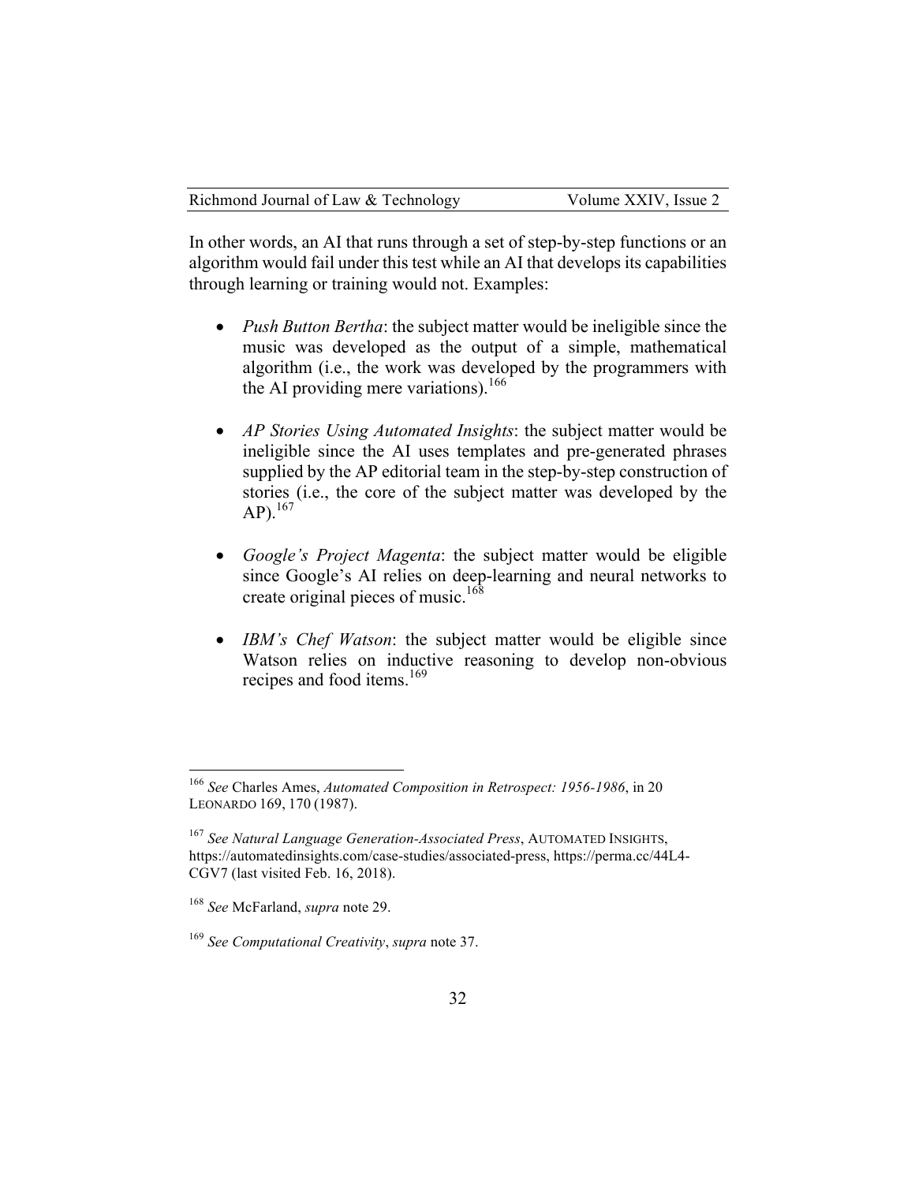In other words, an AI that runs through a set of step-by-step functions or an algorithm would fail under this test while an AI that develops its capabilities through learning or training would not. Examples:

- *Push Button Bertha*: the subject matter would be ineligible since the music was developed as the output of a simple, mathematical algorithm (i.e., the work was developed by the programmers with the AI providing mere variations).[166]

- *AP Stories Using Automated Insights*: the subject matter would be ineligible since the AI uses templates and pre-generated phrases supplied by the AP editorial team in the step-by-step construction of stories (i.e., the core of the subject matter was developed by the AP).[167]

- *Google's Project Magenta*: the subject matter would be eligible since Google's AI relies on deep-learning and neural networks to create original pieces of music.[168]

- *IBM's Chef Watson*: the subject matter would be eligible since Watson relies on inductive reasoning to develop non-obvious recipes and food items.[169]

---

[166] *See* Charles Ames, *Automated Composition in Retrospect: 1956-1986*, in 20 LEONARDO 169, 170 (1987).

[167] *See Natural Language Generation-Associated Press*, AUTOMATED INSIGHTS, https://automatedinsights.com/case-studies/associated-press, https://perma.cc/44L4-CGV7 (last visited Feb. 16, 2018).

[168] *See* McFarland, *supra* note 29.

[169] *See Computational Creativity*, *supra* note 37.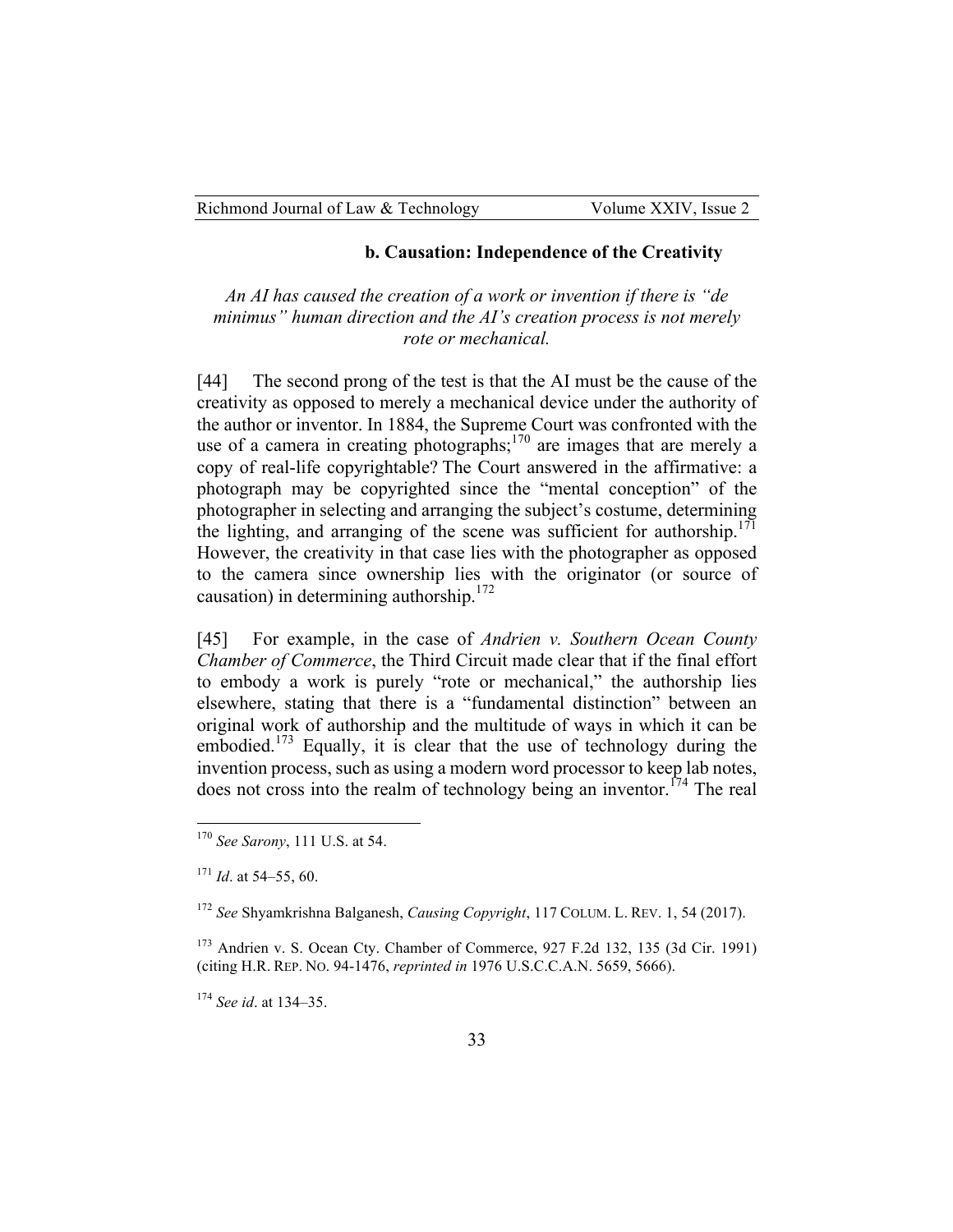### b. Causation: Independence of the Creativity

*An AI has caused the creation of a work or invention if there is "de minimus" human direction and the AI's creation process is not merely rote or mechanical.*

[44] The second prong of the test is that the AI must be the cause of the creativity as opposed to merely a mechanical device under the authority of the author or inventor. In 1884, the Supreme Court was confronted with the use of a camera in creating photographs;[170] are images that are merely a copy of real-life copyrightable? The Court answered in the affirmative: a photograph may be copyrighted since the "mental conception" of the photographer in selecting and arranging the subject's costume, determining the lighting, and arranging of the scene was sufficient for authorship.[171] However, the creativity in that case lies with the photographer as opposed to the camera since ownership lies with the originator (or source of causation) in determining authorship.[172]

[45] For example, in the case of *Andrien v. Southern Ocean County Chamber of Commerce*, the Third Circuit made clear that if the final effort to embody a work is purely "rote or mechanical," the authorship lies elsewhere, stating that there is a "fundamental distinction" between an original work of authorship and the multitude of ways in which it can be embodied.[173] Equally, it is clear that the use of technology during the invention process, such as using a modern word processor to keep lab notes, does not cross into the realm of technology being an inventor.[174] The real

---

[170] *See Sarony*, 111 U.S. at 54.

[171] *Id*. at 54–55, 60.

[172] *See* Shyamkrishna Balganesh, *Causing Copyright*, 117 COLUM. L. REV. 1, 54 (2017).

[173] Andrien v. S. Ocean Cty. Chamber of Commerce, 927 F.2d 132, 135 (3d Cir. 1991) (citing H.R. REP. NO. 94-1476, *reprinted in* 1976 U.S.C.C.A.N. 5659, 5666).

[174] *See id*. at 134–35.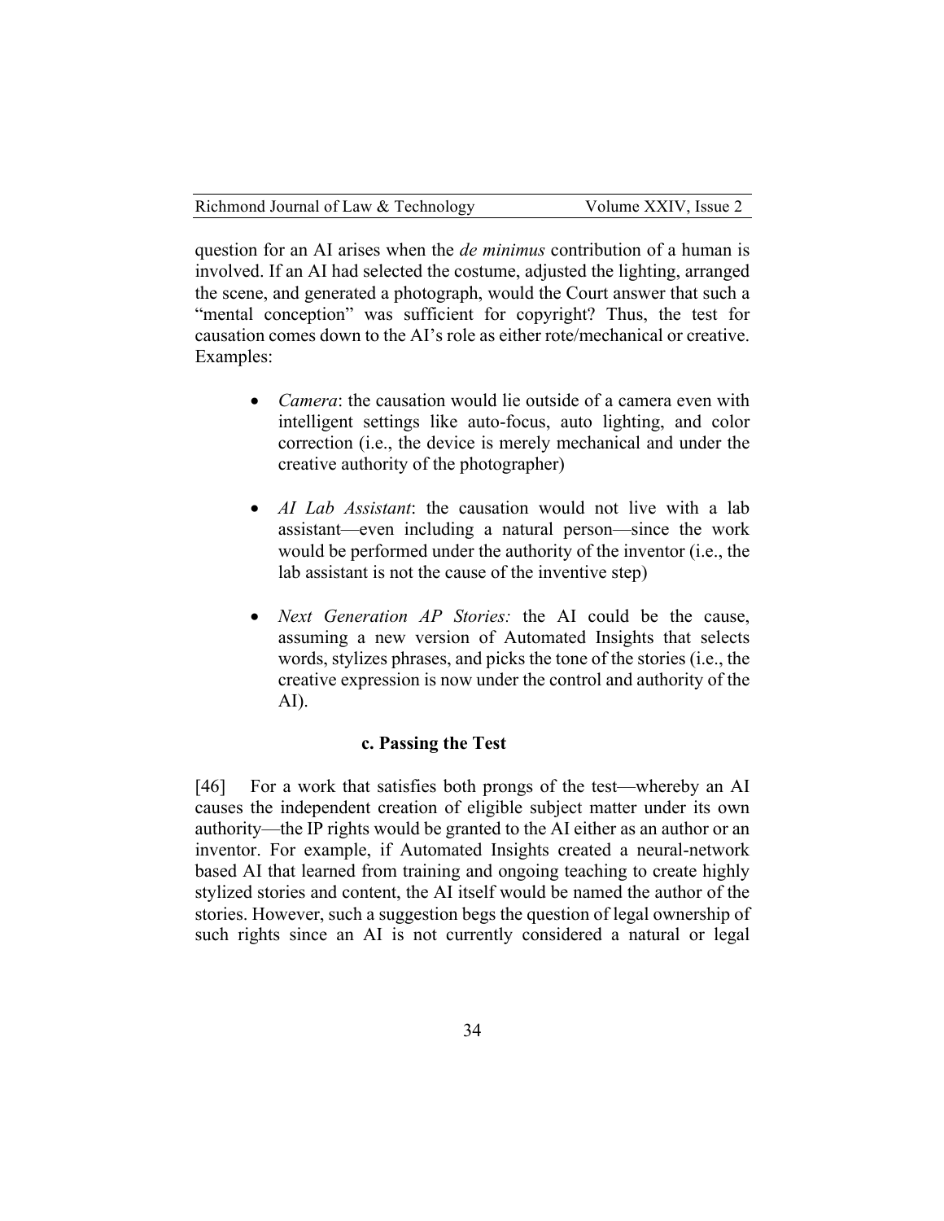question for an AI arises when the *de minimus* contribution of a human is involved. If an AI had selected the costume, adjusted the lighting, arranged the scene, and generated a photograph, would the Court answer that such a "mental conception" was sufficient for copyright? Thus, the test for causation comes down to the AI's role as either rote/mechanical or creative. Examples:

- *Camera*: the causation would lie outside of a camera even with intelligent settings like auto-focus, auto lighting, and color correction (i.e., the device is merely mechanical and under the creative authority of the photographer)

- *AI Lab Assistant*: the causation would not live with a lab assistant—even including a natural person—since the work would be performed under the authority of the inventor (i.e., the lab assistant is not the cause of the inventive step)

- *Next Generation AP Stories:* the AI could be the cause, assuming a new version of Automated Insights that selects words, stylizes phrases, and picks the tone of the stories (i.e., the creative expression is now under the control and authority of the AI).

#### c. Passing the Test

[46] For a work that satisfies both prongs of the test—whereby an AI causes the independent creation of eligible subject matter under its own authority—the IP rights would be granted to the AI either as an author or an inventor. For example, if Automated Insights created a neural-network based AI that learned from training and ongoing teaching to create highly stylized stories and content, the AI itself would be named the author of the stories. However, such a suggestion begs the question of legal ownership of such rights since an AI is not currently considered a natural or legal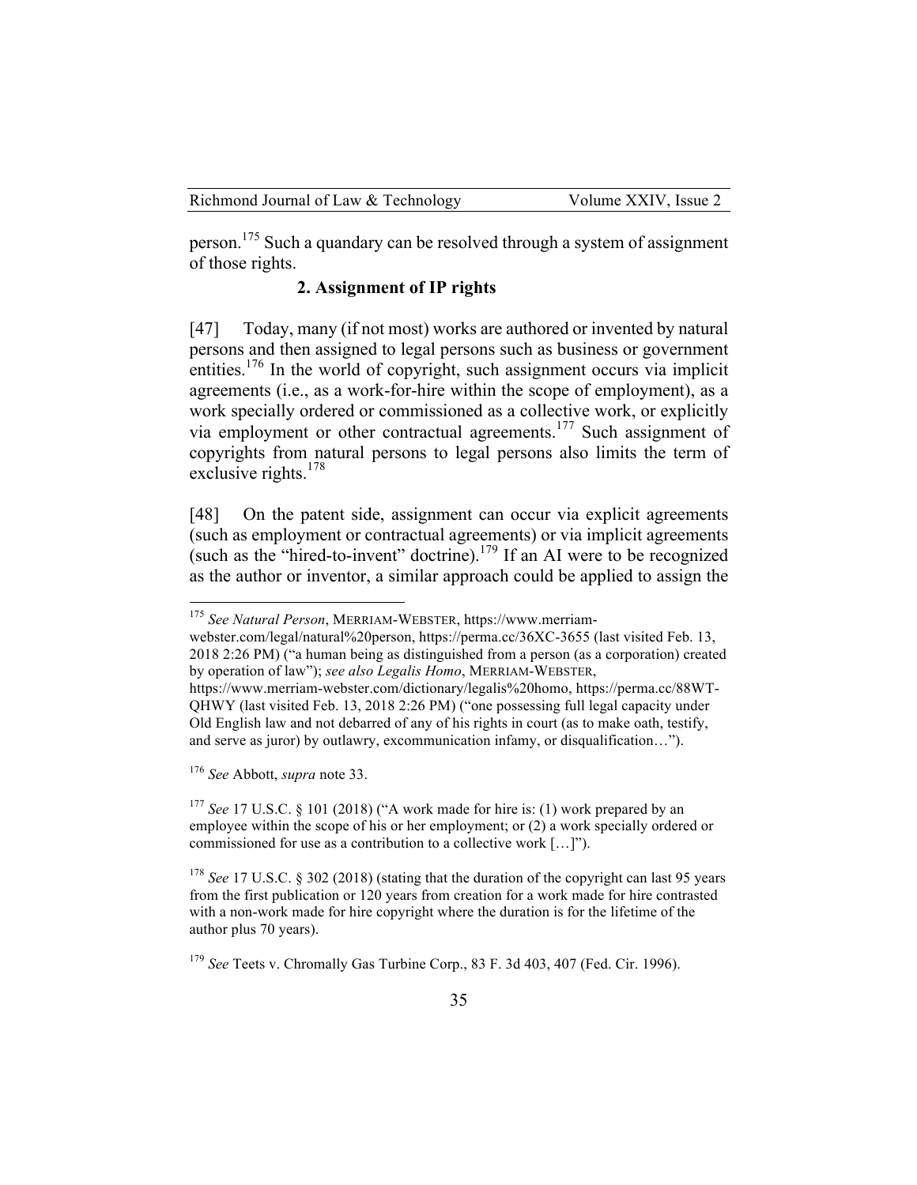person.[175] Such a quandary can be resolved through a system of assignment of those rights.

### 2. Assignment of IP rights

[47] Today, many (if not most) works are authored or invented by natural persons and then assigned to legal persons such as business or government entities.[176] In the world of copyright, such assignment occurs via implicit agreements (i.e., as a work-for-hire within the scope of employment), as a work specially ordered or commissioned as a collective work, or explicitly via employment or other contractual agreements.[177] Such assignment of copyrights from natural persons to legal persons also limits the term of exclusive rights.[178]

[48] On the patent side, assignment can occur via explicit agreements (such as employment or contractual agreements) or via implicit agreements (such as the "hired-to-invent" doctrine).[179] If an AI were to be recognized as the author or inventor, a similar approach could be applied to assign the

---

[175] *See Natural Person*, MERRIAM-WEBSTER, https://www.merriam-webster.com/legal/natural%20person, https://perma.cc/36XC-3655 (last visited Feb. 13, 2018 2:26 PM) ("a human being as distinguished from a person (as a corporation) created by operation of law"); *see also Legalis Homo*, MERRIAM-WEBSTER, https://www.merriam-webster.com/dictionary/legalis%20homo, https://perma.cc/88WT-QHWY (last visited Feb. 13, 2018 2:26 PM) ("one possessing full legal capacity under Old English law and not debarred of any of his rights in court (as to make oath, testify, and serve as juror) by outlawry, excommunication infamy, or disqualification…").

[176] *See* Abbott, *supra* note 33.

[177] *See* 17 U.S.C. § 101 (2018) ("A work made for hire is: (1) work prepared by an employee within the scope of his or her employment; or (2) a work specially ordered or commissioned for use as a contribution to a collective work […]").

[178] *See* 17 U.S.C. § 302 (2018) (stating that the duration of the copyright can last 95 years from the first publication or 120 years from creation for a work made for hire contrasted with a non-work made for hire copyright where the duration is for the lifetime of the author plus 70 years).

[179] *See* Teets v. Chromally Gas Turbine Corp., 83 F. 3d 403, 407 (Fed. Cir. 1996).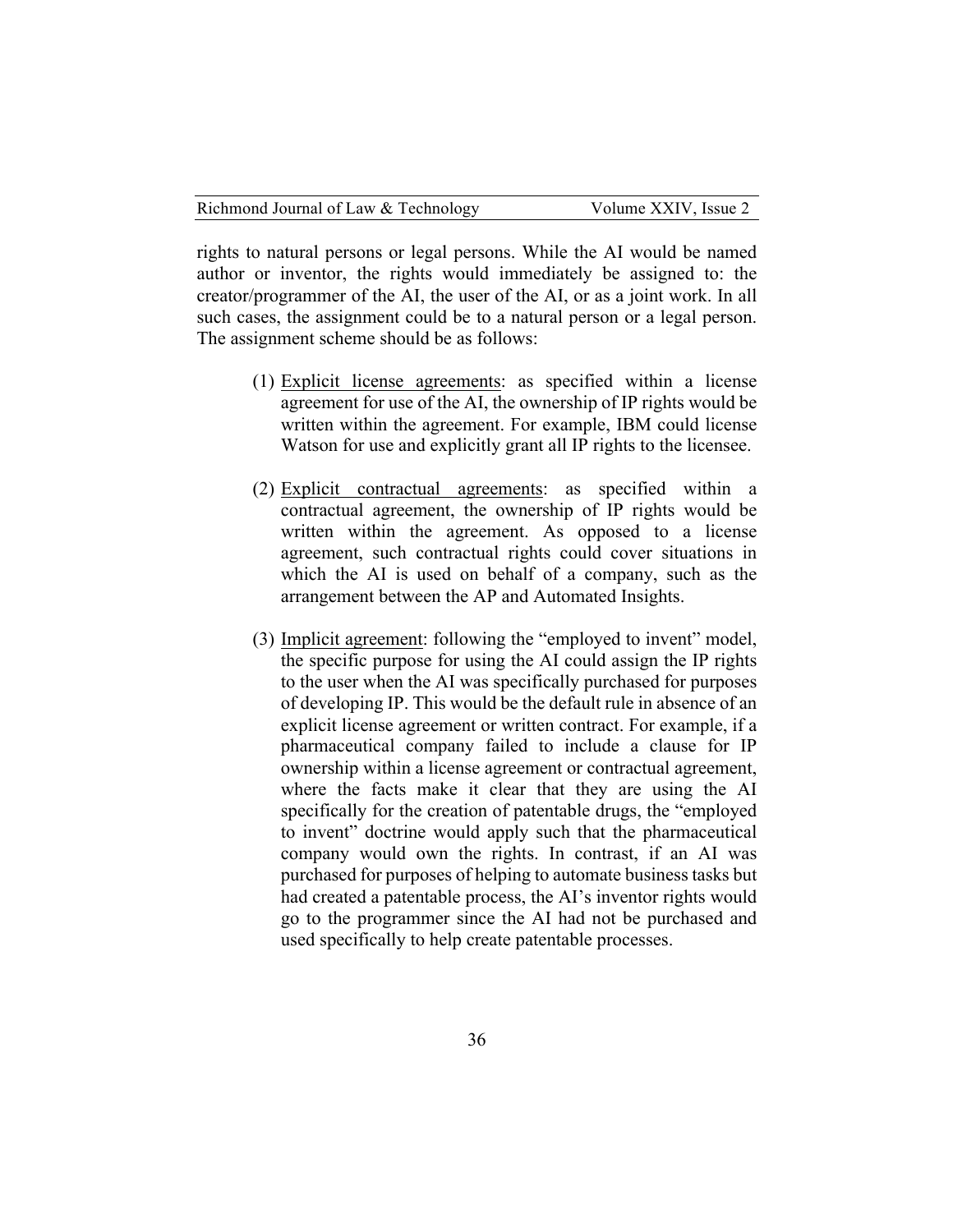rights to natural persons or legal persons. While the AI would be named author or inventor, the rights would immediately be assigned to: the creator/programmer of the AI, the user of the AI, or as a joint work. In all such cases, the assignment could be to a natural person or a legal person. The assignment scheme should be as follows:

(1) Explicit license agreements: as specified within a license agreement for use of the AI, the ownership of IP rights would be written within the agreement. For example, IBM could license Watson for use and explicitly grant all IP rights to the licensee.

(2) Explicit contractual agreements: as specified within a contractual agreement, the ownership of IP rights would be written within the agreement. As opposed to a license agreement, such contractual rights could cover situations in which the AI is used on behalf of a company, such as the arrangement between the AP and Automated Insights.

(3) Implicit agreement: following the "employed to invent" model, the specific purpose for using the AI could assign the IP rights to the user when the AI was specifically purchased for purposes of developing IP. This would be the default rule in absence of an explicit license agreement or written contract. For example, if a pharmaceutical company failed to include a clause for IP ownership within a license agreement or contractual agreement, where the facts make it clear that they are using the AI specifically for the creation of patentable drugs, the "employed to invent" doctrine would apply such that the pharmaceutical company would own the rights. In contrast, if an AI was purchased for purposes of helping to automate business tasks but had created a patentable process, the AI's inventor rights would go to the programmer since the AI had not be purchased and used specifically to help create patentable processes.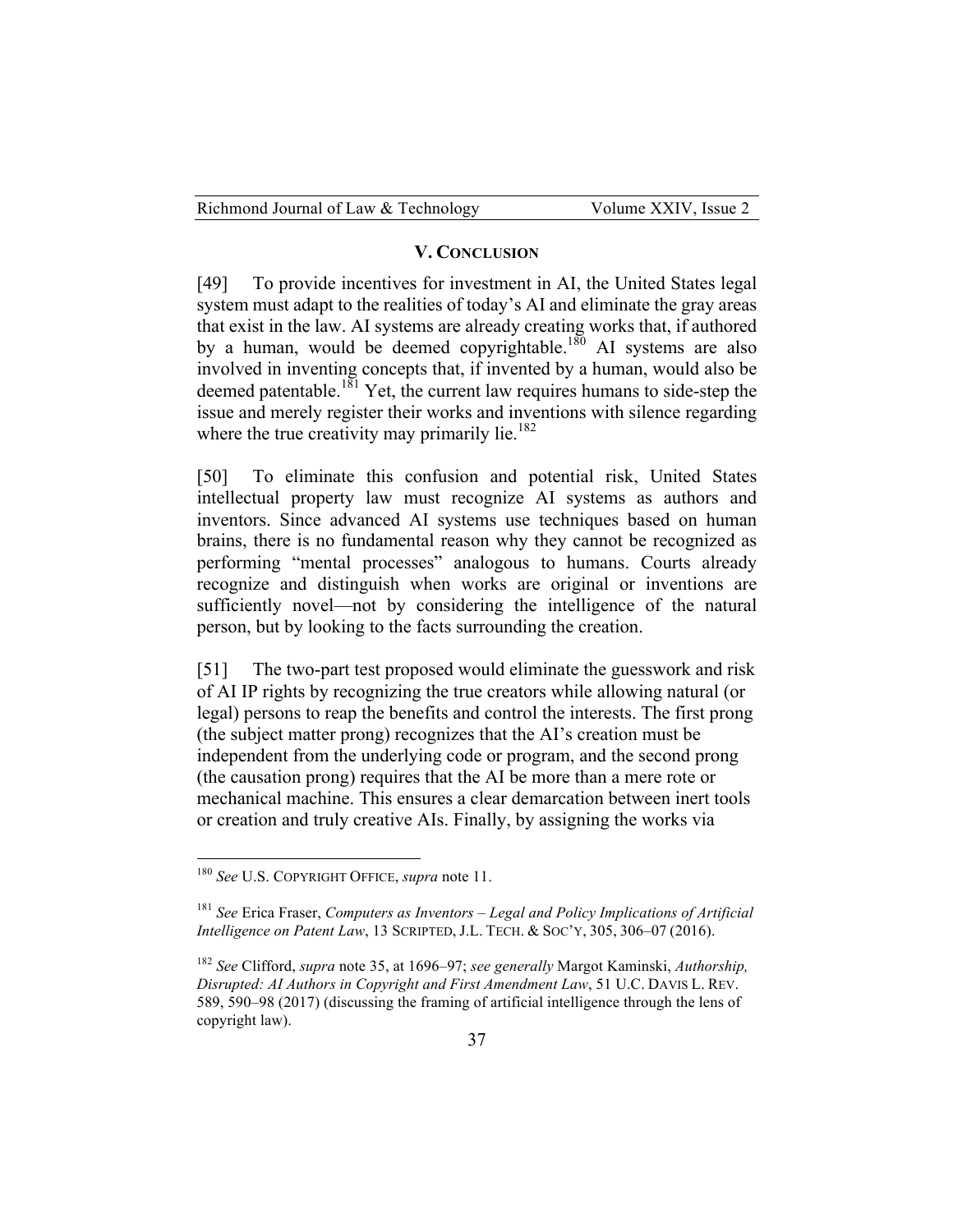## V. Conclusion

[49] To provide incentives for investment in AI, the United States legal system must adapt to the realities of today's AI and eliminate the gray areas that exist in the law. AI systems are already creating works that, if authored by a human, would be deemed copyrightable.[180] AI systems are also involved in inventing concepts that, if invented by a human, would also be deemed patentable.[181] Yet, the current law requires humans to side-step the issue and merely register their works and inventions with silence regarding where the true creativity may primarily lie.[182]

[50] To eliminate this confusion and potential risk, United States intellectual property law must recognize AI systems as authors and inventors. Since advanced AI systems use techniques based on human brains, there is no fundamental reason why they cannot be recognized as performing "mental processes" analogous to humans. Courts already recognize and distinguish when works are original or inventions are sufficiently novel—not by considering the intelligence of the natural person, but by looking to the facts surrounding the creation.

[51] The two-part test proposed would eliminate the guesswork and risk of AI IP rights by recognizing the true creators while allowing natural (or legal) persons to reap the benefits and control the interests. The first prong (the subject matter prong) recognizes that the AI's creation must be independent from the underlying code or program, and the second prong (the causation prong) requires that the AI be more than a mere rote or mechanical machine. This ensures a clear demarcation between inert tools or creation and truly creative AIs. Finally, by assigning the works via

---

[180] *See* U.S. COPYRIGHT OFFICE, *supra* note 11.

[181] *See* Erica Fraser, *Computers as Inventors – Legal and Policy Implications of Artificial Intelligence on Patent Law*, 13 SCRIPTED, J.L. TECH. & SOC'Y, 305, 306–07 (2016).

[182] *See* Clifford, *supra* note 35, at 1696–97; *see generally* Margot Kaminski, *Authorship, Disrupted: AI Authors in Copyright and First Amendment Law*, 51 U.C. DAVIS L. REV. 589, 590–98 (2017) (discussing the framing of artificial intelligence through the lens of copyright law).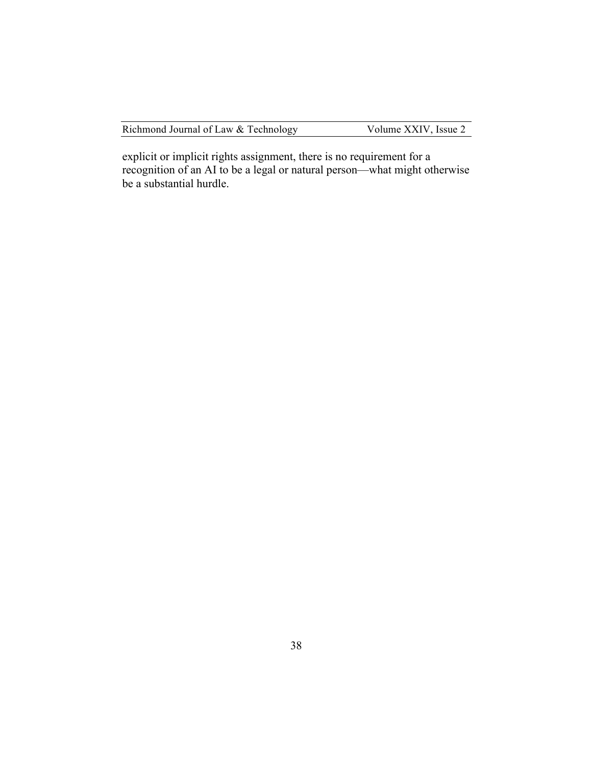explicit or implicit rights assignment, there is no requirement for a recognition of an AI to be a legal or natural person—what might otherwise be a substantial hurdle.